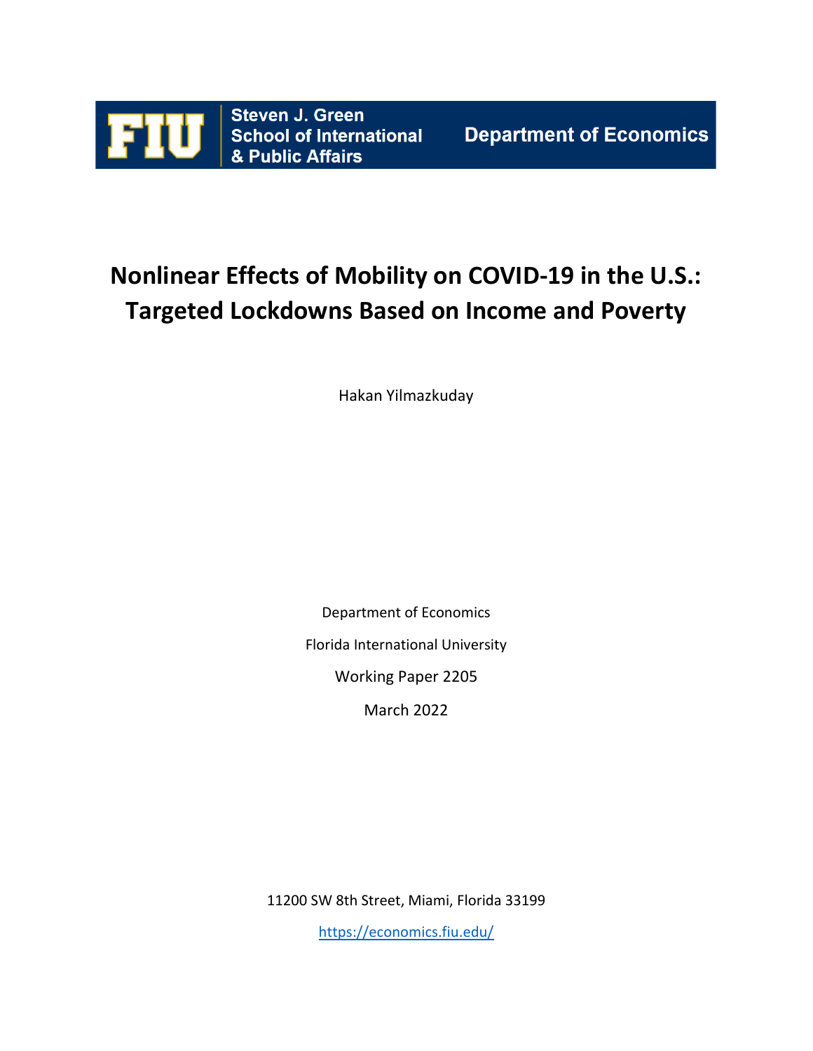FIU Steven J. Green School of International & Public Affairs | Department of Economics

# Nonlinear Effects of Mobility on COVID-19 in the U.S.: Targeted Lockdowns Based on Income and Poverty

Hakan Yilmazkuday

Department of Economics

Florida International University

Working Paper 2205

March 2022

11200 SW 8th Street, Miami, Florida 33199

https://economics.fiu.edu/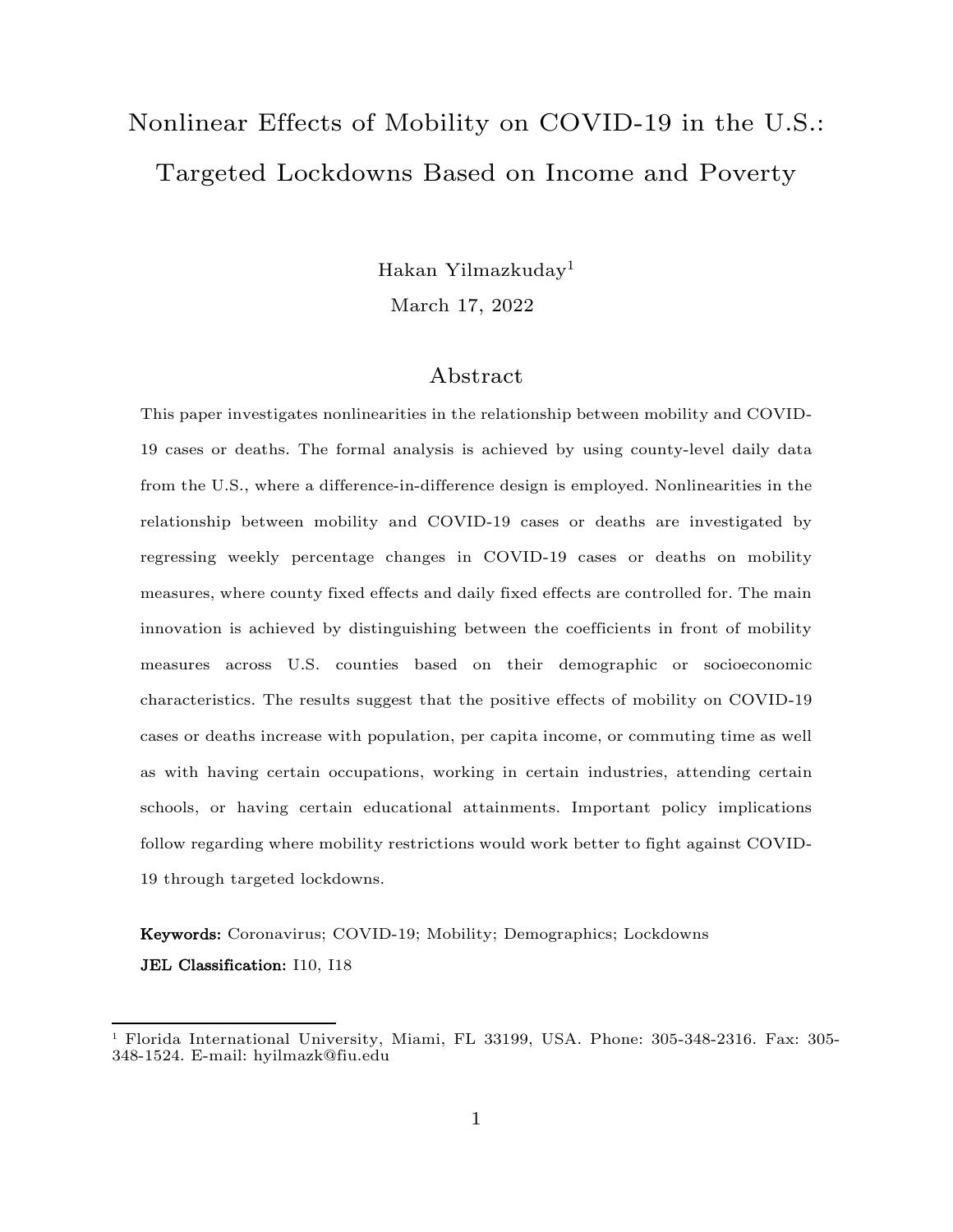# Nonlinear Effects of Mobility on COVID-19 in the U.S.: Targeted Lockdowns Based on Income and Poverty

Hakan Yilmazkuday[1]

March 17, 2022

## Abstract

This paper investigates nonlinearities in the relationship between mobility and COVID-19 cases or deaths. The formal analysis is achieved by using county-level daily data from the U.S., where a difference-in-difference design is employed. Nonlinearities in the relationship between mobility and COVID-19 cases or deaths are investigated by regressing weekly percentage changes in COVID-19 cases or deaths on mobility measures, where county fixed effects and daily fixed effects are controlled for. The main innovation is achieved by distinguishing between the coefficients in front of mobility measures across U.S. counties based on their demographic or socioeconomic characteristics. The results suggest that the positive effects of mobility on COVID-19 cases or deaths increase with population, per capita income, or commuting time as well as with having certain occupations, working in certain industries, attending certain schools, or having certain educational attainments. Important policy implications follow regarding where mobility restrictions would work better to fight against COVID-19 through targeted lockdowns.

**Keywords:** Coronavirus; COVID-19; Mobility; Demographics; Lockdowns

**JEL Classification:** I10, I18

---

[1] Florida International University, Miami, FL 33199, USA. Phone: 305-348-2316. Fax: 305-348-1524. E-mail: hyilmazk@fiu.edu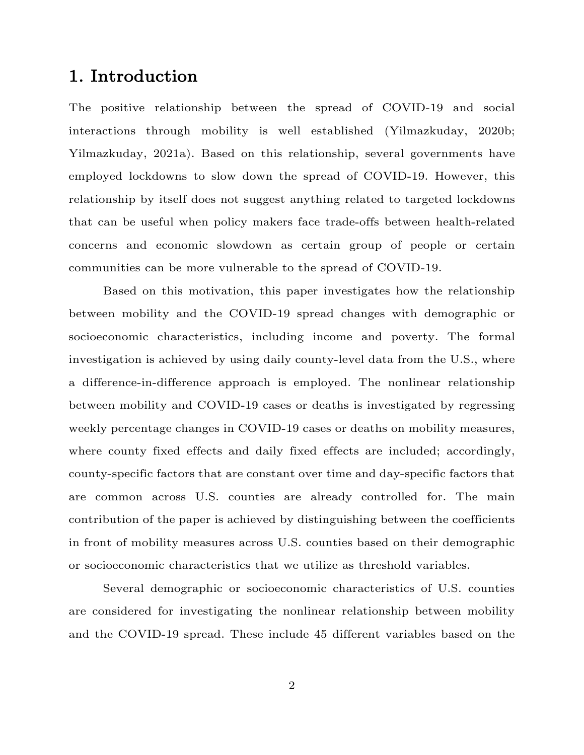# 1. Introduction

The positive relationship between the spread of COVID-19 and social interactions through mobility is well established (Yilmazkuday, 2020b; Yilmazkuday, 2021a). Based on this relationship, several governments have employed lockdowns to slow down the spread of COVID-19. However, this relationship by itself does not suggest anything related to targeted lockdowns that can be useful when policy makers face trade-offs between health-related concerns and economic slowdown as certain group of people or certain communities can be more vulnerable to the spread of COVID-19.

Based on this motivation, this paper investigates how the relationship between mobility and the COVID-19 spread changes with demographic or socioeconomic characteristics, including income and poverty. The formal investigation is achieved by using daily county-level data from the U.S., where a difference-in-difference approach is employed. The nonlinear relationship between mobility and COVID-19 cases or deaths is investigated by regressing weekly percentage changes in COVID-19 cases or deaths on mobility measures, where county fixed effects and daily fixed effects are included; accordingly, county-specific factors that are constant over time and day-specific factors that are common across U.S. counties are already controlled for. The main contribution of the paper is achieved by distinguishing between the coefficients in front of mobility measures across U.S. counties based on their demographic or socioeconomic characteristics that we utilize as threshold variables.

Several demographic or socioeconomic characteristics of U.S. counties are considered for investigating the nonlinear relationship between mobility and the COVID-19 spread. These include 45 different variables based on the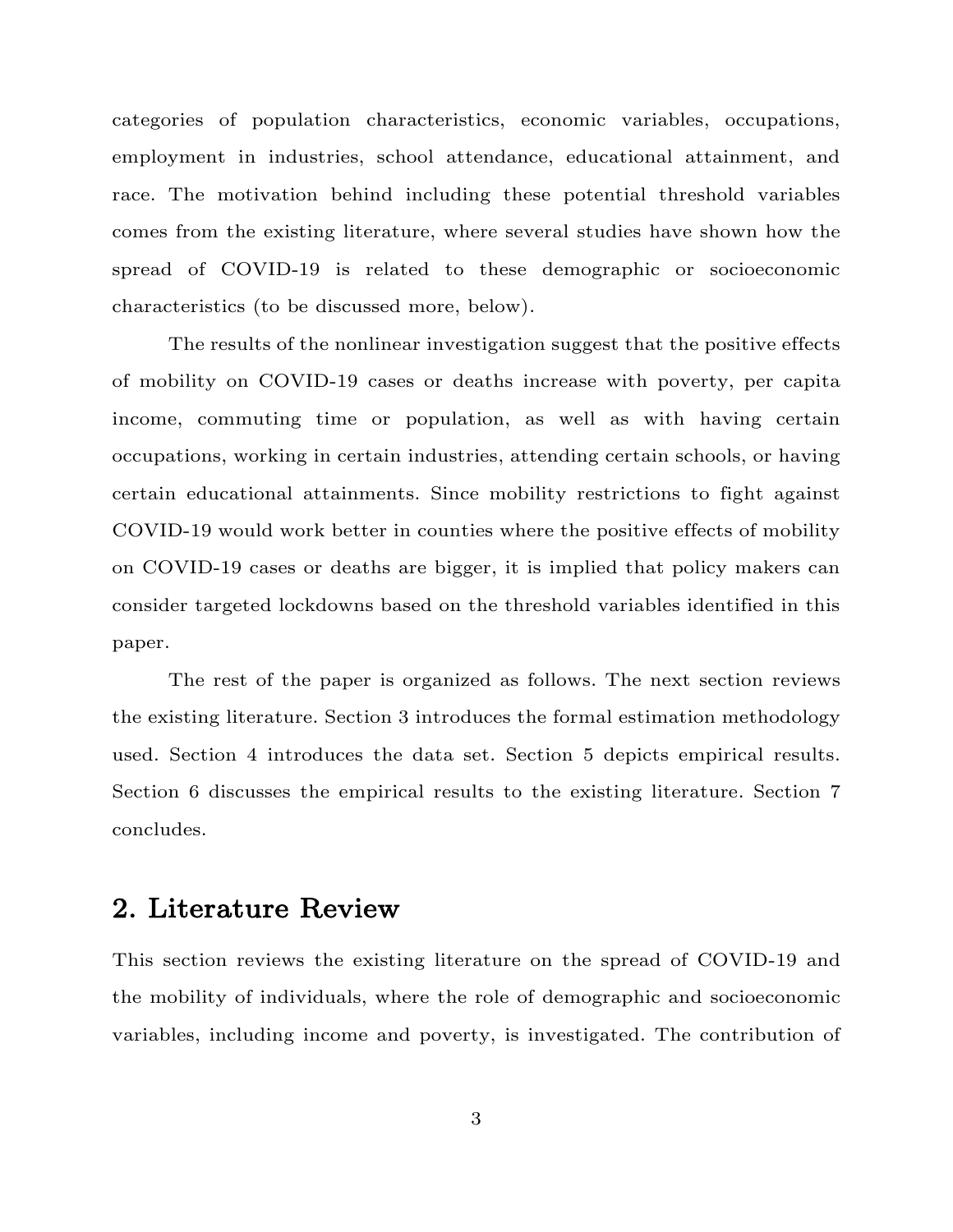categories of population characteristics, economic variables, occupations, employment in industries, school attendance, educational attainment, and race. The motivation behind including these potential threshold variables comes from the existing literature, where several studies have shown how the spread of COVID-19 is related to these demographic or socioeconomic characteristics (to be discussed more, below).

The results of the nonlinear investigation suggest that the positive effects of mobility on COVID-19 cases or deaths increase with poverty, per capita income, commuting time or population, as well as with having certain occupations, working in certain industries, attending certain schools, or having certain educational attainments. Since mobility restrictions to fight against COVID-19 would work better in counties where the positive effects of mobility on COVID-19 cases or deaths are bigger, it is implied that policy makers can consider targeted lockdowns based on the threshold variables identified in this paper.

The rest of the paper is organized as follows. The next section reviews the existing literature. Section 3 introduces the formal estimation methodology used. Section 4 introduces the data set. Section 5 depicts empirical results. Section 6 discusses the empirical results to the existing literature. Section 7 concludes.

## 2. Literature Review

This section reviews the existing literature on the spread of COVID-19 and the mobility of individuals, where the role of demographic and socioeconomic variables, including income and poverty, is investigated. The contribution of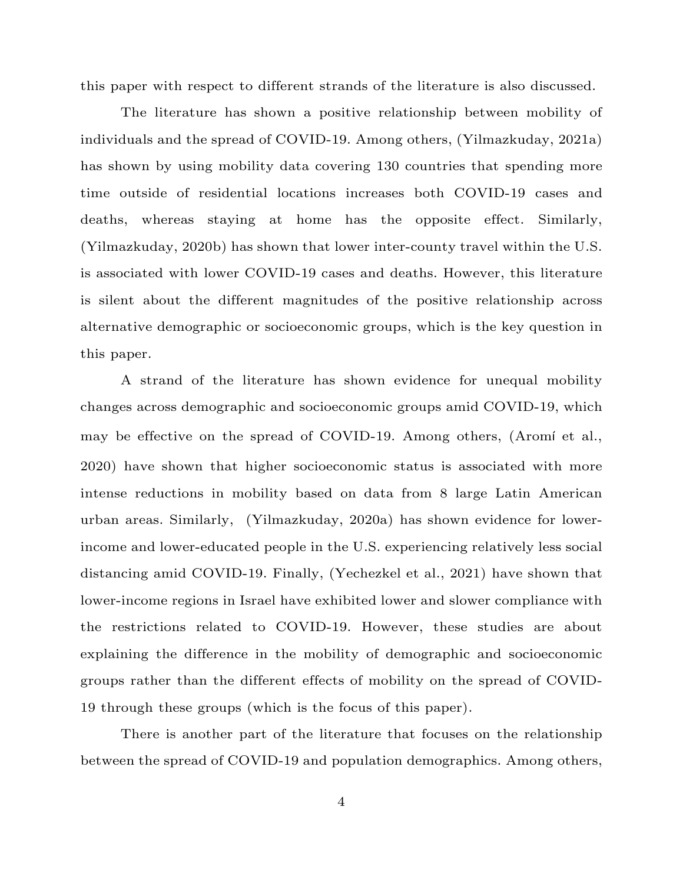this paper with respect to different strands of the literature is also discussed.

The literature has shown a positive relationship between mobility of individuals and the spread of COVID-19. Among others, (Yilmazkuday, 2021a) has shown by using mobility data covering 130 countries that spending more time outside of residential locations increases both COVID-19 cases and deaths, whereas staying at home has the opposite effect. Similarly, (Yilmazkuday, 2020b) has shown that lower inter-county travel within the U.S. is associated with lower COVID-19 cases and deaths. However, this literature is silent about the different magnitudes of the positive relationship across alternative demographic or socioeconomic groups, which is the key question in this paper.

A strand of the literature has shown evidence for unequal mobility changes across demographic and socioeconomic groups amid COVID-19, which may be effective on the spread of COVID-19. Among others, (Aromí et al., 2020) have shown that higher socioeconomic status is associated with more intense reductions in mobility based on data from 8 large Latin American urban areas. Similarly, (Yilmazkuday, 2020a) has shown evidence for lower-income and lower-educated people in the U.S. experiencing relatively less social distancing amid COVID-19. Finally, (Yechezkel et al., 2021) have shown that lower-income regions in Israel have exhibited lower and slower compliance with the restrictions related to COVID-19. However, these studies are about explaining the difference in the mobility of demographic and socioeconomic groups rather than the different effects of mobility on the spread of COVID-19 through these groups (which is the focus of this paper).

There is another part of the literature that focuses on the relationship between the spread of COVID-19 and population demographics. Among others,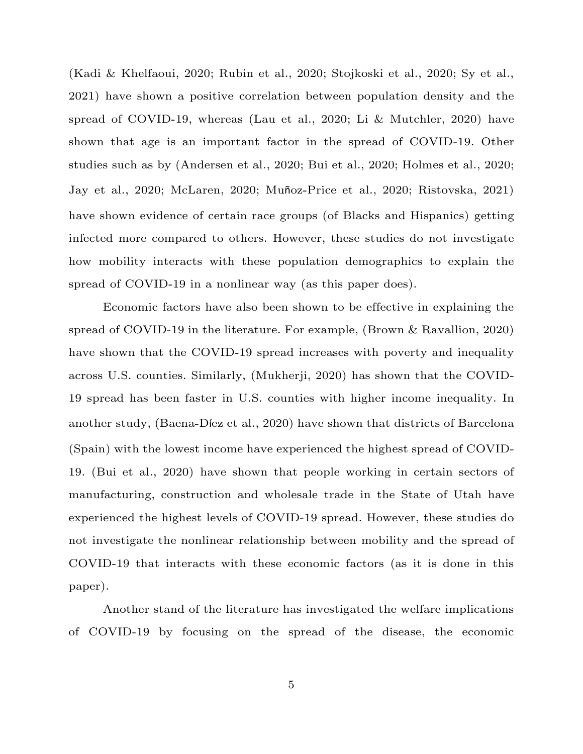(Kadi & Khelfaoui, 2020; Rubin et al., 2020; Stojkoski et al., 2020; Sy et al., 2021) have shown a positive correlation between population density and the spread of COVID-19, whereas (Lau et al., 2020; Li & Mutchler, 2020) have shown that age is an important factor in the spread of COVID-19. Other studies such as by (Andersen et al., 2020; Bui et al., 2020; Holmes et al., 2020; Jay et al., 2020; McLaren, 2020; Muñoz-Price et al., 2020; Ristovska, 2021) have shown evidence of certain race groups (of Blacks and Hispanics) getting infected more compared to others. However, these studies do not investigate how mobility interacts with these population demographics to explain the spread of COVID-19 in a nonlinear way (as this paper does).

Economic factors have also been shown to be effective in explaining the spread of COVID-19 in the literature. For example, (Brown & Ravallion, 2020) have shown that the COVID-19 spread increases with poverty and inequality across U.S. counties. Similarly, (Mukherji, 2020) has shown that the COVID-19 spread has been faster in U.S. counties with higher income inequality. In another study, (Baena-Díez et al., 2020) have shown that districts of Barcelona (Spain) with the lowest income have experienced the highest spread of COVID-19. (Bui et al., 2020) have shown that people working in certain sectors of manufacturing, construction and wholesale trade in the State of Utah have experienced the highest levels of COVID-19 spread. However, these studies do not investigate the nonlinear relationship between mobility and the spread of COVID-19 that interacts with these economic factors (as it is done in this paper).

Another stand of the literature has investigated the welfare implications of COVID-19 by focusing on the spread of the disease, the economic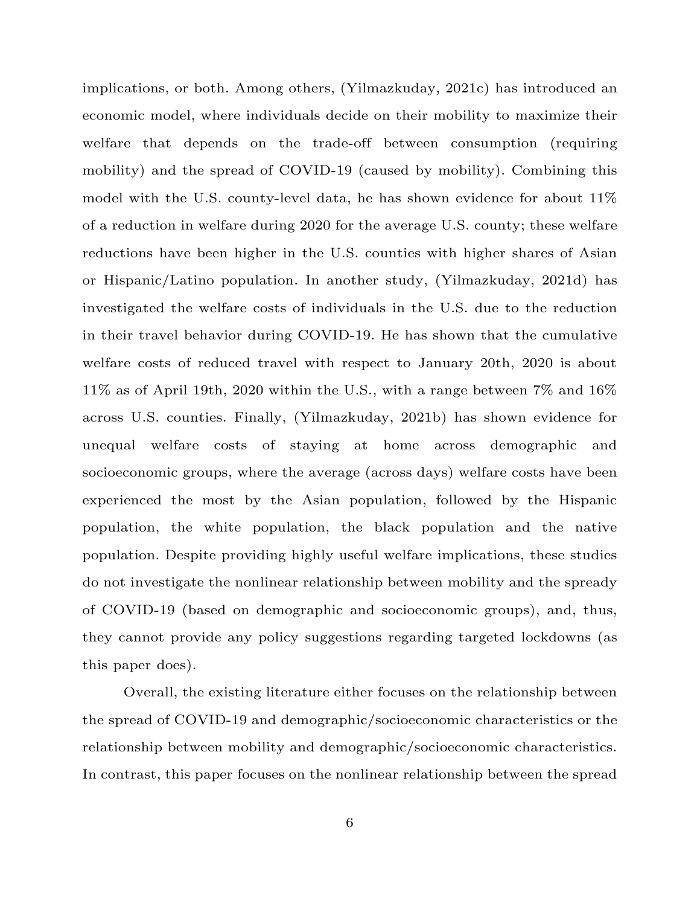implications, or both. Among others, (Yilmazkuday, 2021c) has introduced an economic model, where individuals decide on their mobility to maximize their welfare that depends on the trade-off between consumption (requiring mobility) and the spread of COVID-19 (caused by mobility). Combining this model with the U.S. county-level data, he has shown evidence for about 11% of a reduction in welfare during 2020 for the average U.S. county; these welfare reductions have been higher in the U.S. counties with higher shares of Asian or Hispanic/Latino population. In another study, (Yilmazkuday, 2021d) has investigated the welfare costs of individuals in the U.S. due to the reduction in their travel behavior during COVID-19. He has shown that the cumulative welfare costs of reduced travel with respect to January 20th, 2020 is about 11% as of April 19th, 2020 within the U.S., with a range between 7% and 16% across U.S. counties. Finally, (Yilmazkuday, 2021b) has shown evidence for unequal welfare costs of staying at home across demographic and socioeconomic groups, where the average (across days) welfare costs have been experienced the most by the Asian population, followed by the Hispanic population, the white population, the black population and the native population. Despite providing highly useful welfare implications, these studies do not investigate the nonlinear relationship between mobility and the spready of COVID-19 (based on demographic and socioeconomic groups), and, thus, they cannot provide any policy suggestions regarding targeted lockdowns (as this paper does).

Overall, the existing literature either focuses on the relationship between the spread of COVID-19 and demographic/socioeconomic characteristics or the relationship between mobility and demographic/socioeconomic characteristics. In contrast, this paper focuses on the nonlinear relationship between the spread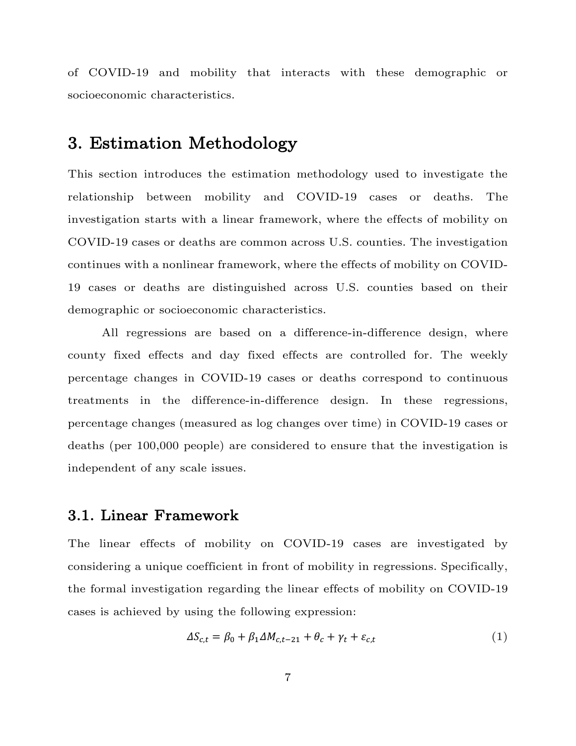of COVID-19 and mobility that interacts with these demographic or socioeconomic characteristics.

## 3. Estimation Methodology

This section introduces the estimation methodology used to investigate the relationship between mobility and COVID-19 cases or deaths. The investigation starts with a linear framework, where the effects of mobility on COVID-19 cases or deaths are common across U.S. counties. The investigation continues with a nonlinear framework, where the effects of mobility on COVID-19 cases or deaths are distinguished across U.S. counties based on their demographic or socioeconomic characteristics.

All regressions are based on a difference-in-difference design, where county fixed effects and day fixed effects are controlled for. The weekly percentage changes in COVID-19 cases or deaths correspond to continuous treatments in the difference-in-difference design. In these regressions, percentage changes (measured as log changes over time) in COVID-19 cases or deaths (per 100,000 people) are considered to ensure that the investigation is independent of any scale issues.

### 3.1. Linear Framework

The linear effects of mobility on COVID-19 cases are investigated by considering a unique coefficient in front of mobility in regressions. Specifically, the formal investigation regarding the linear effects of mobility on COVID-19 cases is achieved by using the following expression:

$$\Delta S_{c,t} = \beta_0 + \beta_1 \Delta M_{c,t-21} + \theta_c + \gamma_t + \varepsilon_{c,t} \tag{1}$$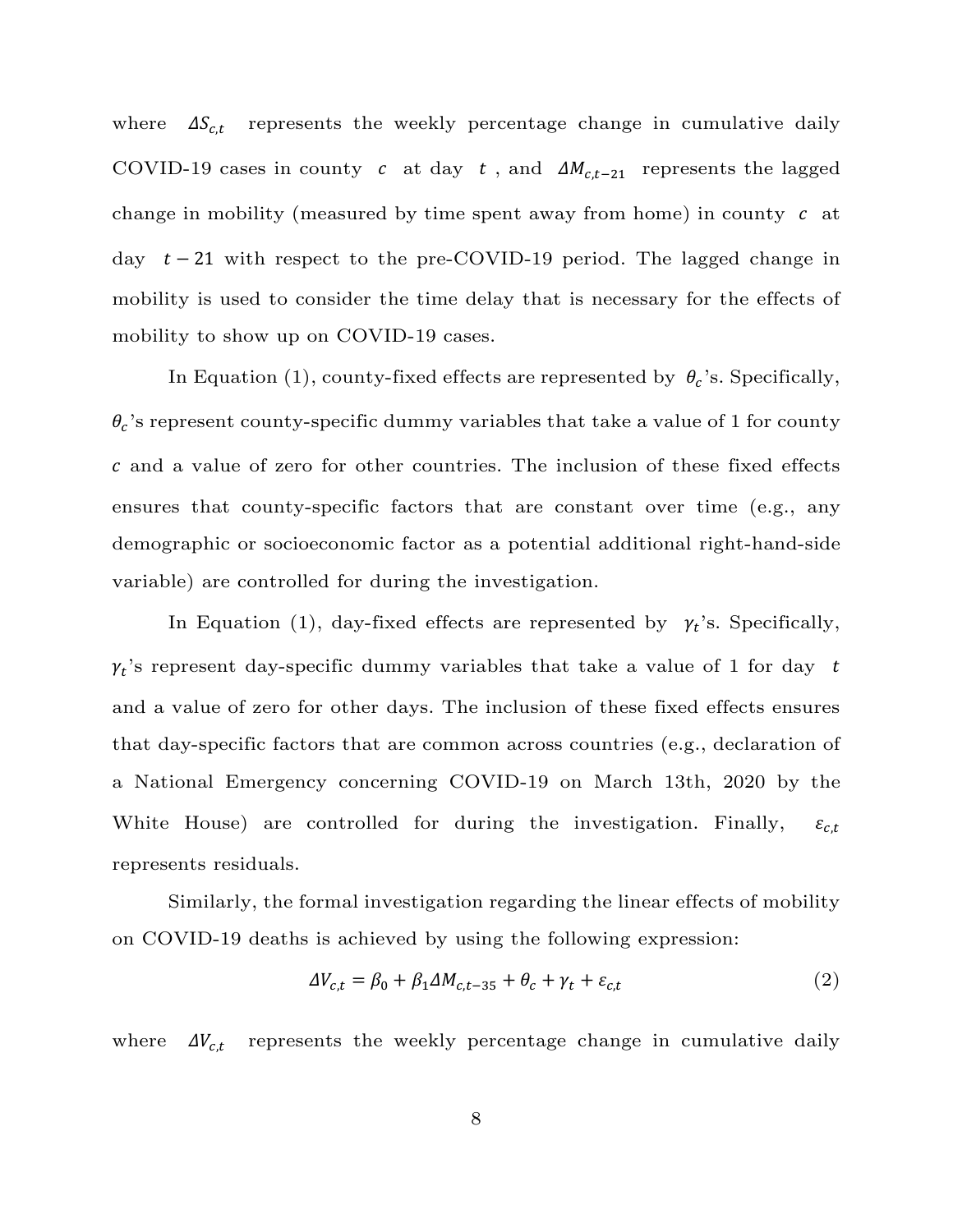where $\Delta S_{c,t}$ represents the weekly percentage change in cumulative daily COVID-19 cases in county $c$ at day $t$, and $\Delta M_{c,t-21}$ represents the lagged change in mobility (measured by time spent away from home) in county $c$ at day $t-21$ with respect to the pre-COVID-19 period. The lagged change in mobility is used to consider the time delay that is necessary for the effects of mobility to show up on COVID-19 cases.

In Equation (1), county-fixed effects are represented by $\theta_c$'s. Specifically, $\theta_c$'s represent county-specific dummy variables that take a value of 1 for county $c$ and a value of zero for other countries. The inclusion of these fixed effects ensures that county-specific factors that are constant over time (e.g., any demographic or socioeconomic factor as a potential additional right-hand-side variable) are controlled for during the investigation.

In Equation (1), day-fixed effects are represented by $\gamma_t$'s. Specifically, $\gamma_t$'s represent day-specific dummy variables that take a value of 1 for day $t$ and a value of zero for other days. The inclusion of these fixed effects ensures that day-specific factors that are common across countries (e.g., declaration of a National Emergency concerning COVID-19 on March 13th, 2020 by the White House) are controlled for during the investigation. Finally, $\varepsilon_{c,t}$ represents residuals.

Similarly, the formal investigation regarding the linear effects of mobility on COVID-19 deaths is achieved by using the following expression:

$$\Delta V_{c,t} = \beta_0 + \beta_1 \Delta M_{c,t-35} + \theta_c + \gamma_t + \varepsilon_{c,t} \tag{2}$$

where $\Delta V_{c,t}$ represents the weekly percentage change in cumulative daily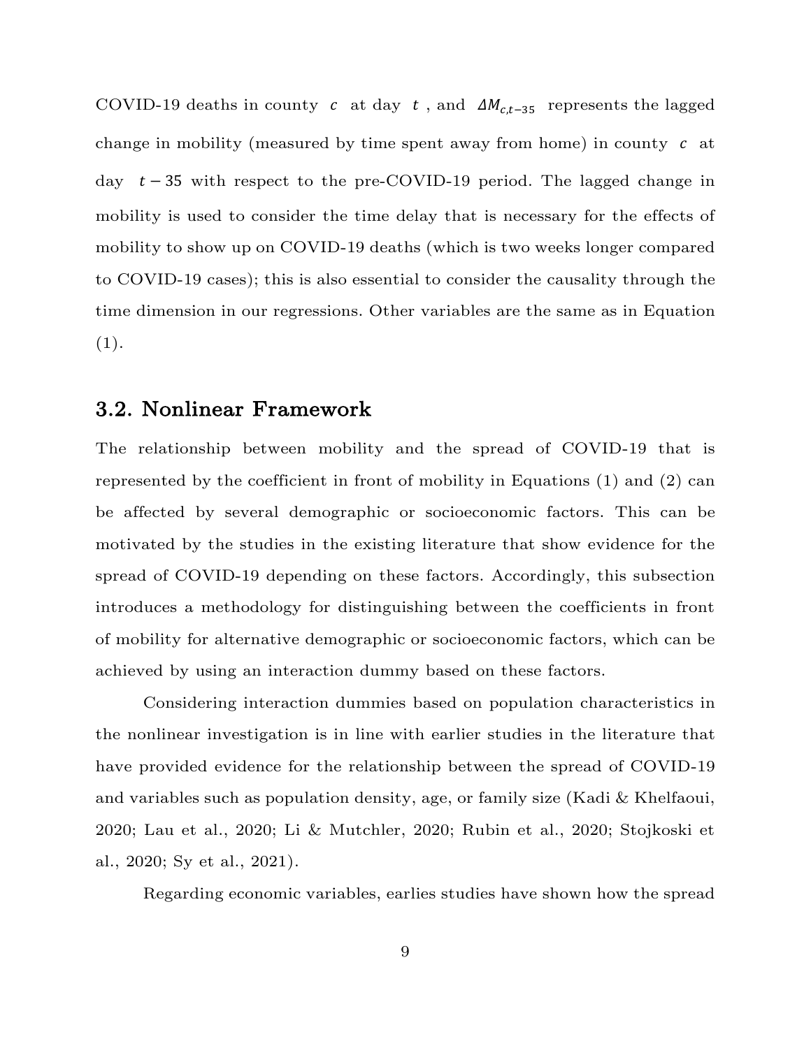COVID-19 deaths in county $c$ at day $t$, and $\Delta M_{c,t-35}$ represents the lagged change in mobility (measured by time spent away from home) in county $c$ at day $t-35$ with respect to the pre-COVID-19 period. The lagged change in mobility is used to consider the time delay that is necessary for the effects of mobility to show up on COVID-19 deaths (which is two weeks longer compared to COVID-19 cases); this is also essential to consider the causality through the time dimension in our regressions. Other variables are the same as in Equation (1).

## 3.2. Nonlinear Framework

The relationship between mobility and the spread of COVID-19 that is represented by the coefficient in front of mobility in Equations (1) and (2) can be affected by several demographic or socioeconomic factors. This can be motivated by the studies in the existing literature that show evidence for the spread of COVID-19 depending on these factors. Accordingly, this subsection introduces a methodology for distinguishing between the coefficients in front of mobility for alternative demographic or socioeconomic factors, which can be achieved by using an interaction dummy based on these factors.

Considering interaction dummies based on population characteristics in the nonlinear investigation is in line with earlier studies in the literature that have provided evidence for the relationship between the spread of COVID-19 and variables such as population density, age, or family size (Kadi & Khelfaoui, 2020; Lau et al., 2020; Li & Mutchler, 2020; Rubin et al., 2020; Stojkoski et al., 2020; Sy et al., 2021).

Regarding economic variables, earlies studies have shown how the spread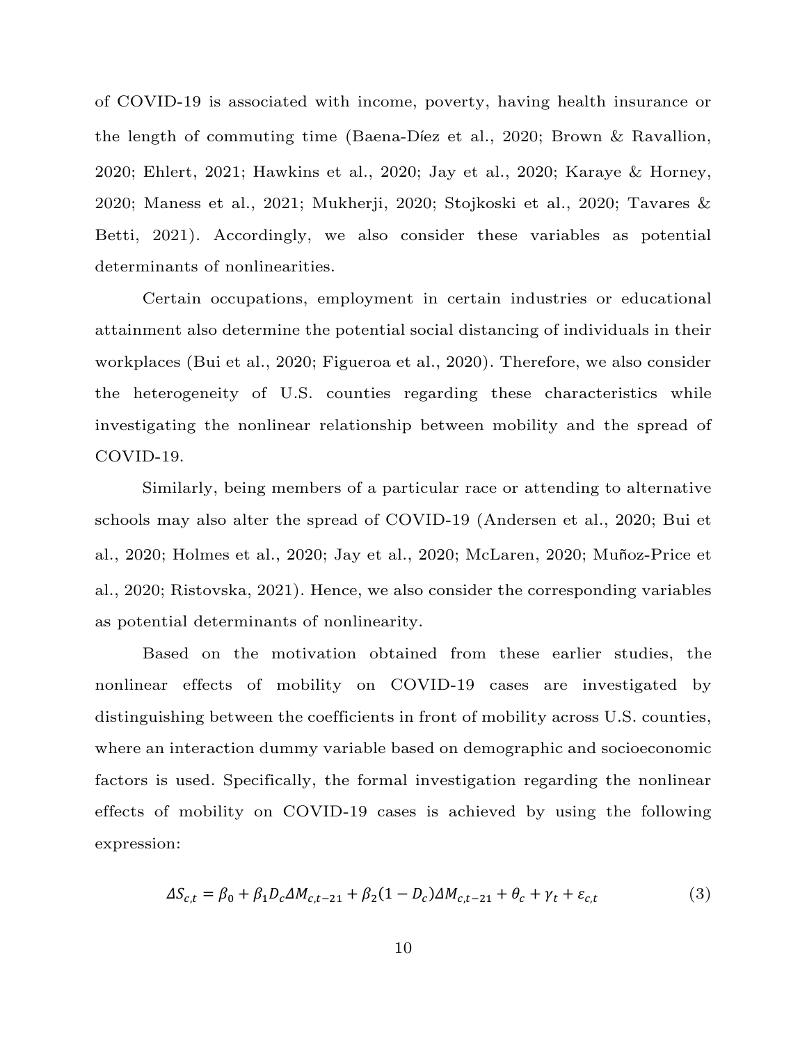of COVID-19 is associated with income, poverty, having health insurance or the length of commuting time (Baena-Díez et al., 2020; Brown & Ravallion, 2020; Ehlert, 2021; Hawkins et al., 2020; Jay et al., 2020; Karaye & Horney, 2020; Maness et al., 2021; Mukherji, 2020; Stojkoski et al., 2020; Tavares & Betti, 2021). Accordingly, we also consider these variables as potential determinants of nonlinearities.

Certain occupations, employment in certain industries or educational attainment also determine the potential social distancing of individuals in their workplaces (Bui et al., 2020; Figueroa et al., 2020). Therefore, we also consider the heterogeneity of U.S. counties regarding these characteristics while investigating the nonlinear relationship between mobility and the spread of COVID-19.

Similarly, being members of a particular race or attending to alternative schools may also alter the spread of COVID-19 (Andersen et al., 2020; Bui et al., 2020; Holmes et al., 2020; Jay et al., 2020; McLaren, 2020; Muñoz-Price et al., 2020; Ristovska, 2021). Hence, we also consider the corresponding variables as potential determinants of nonlinearity.

Based on the motivation obtained from these earlier studies, the nonlinear effects of mobility on COVID-19 cases are investigated by distinguishing between the coefficients in front of mobility across U.S. counties, where an interaction dummy variable based on demographic and socioeconomic factors is used. Specifically, the formal investigation regarding the nonlinear effects of mobility on COVID-19 cases is achieved by using the following expression:

$$\Delta S_{c,t} = \beta_0 + \beta_1 D_c \Delta M_{c,t-21} + \beta_2 (1 - D_c) \Delta M_{c,t-21} + \theta_c + \gamma_t + \varepsilon_{c,t} \tag{3}$$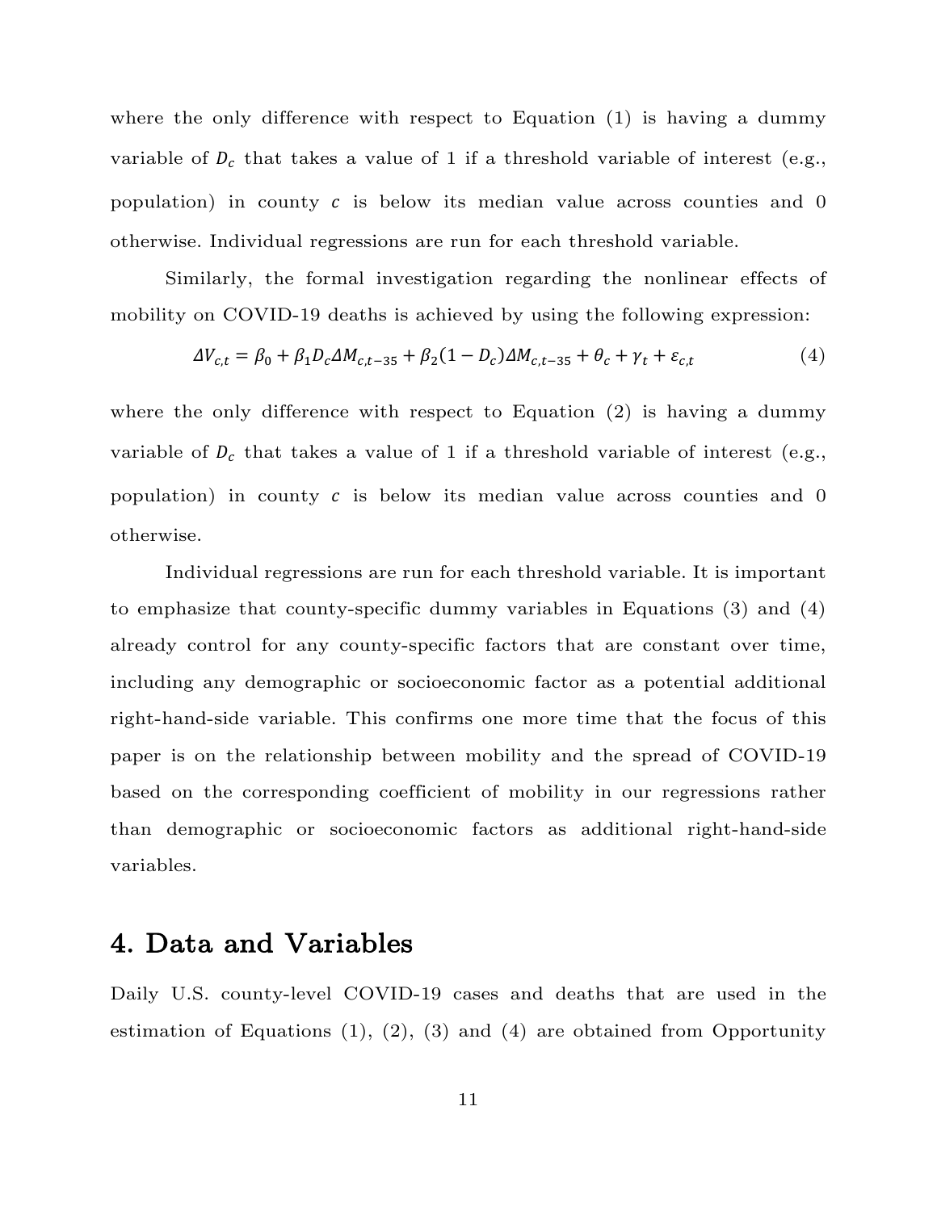where the only difference with respect to Equation (1) is having a dummy variable of $D_c$ that takes a value of 1 if a threshold variable of interest (e.g., population) in county $c$ is below its median value across counties and 0 otherwise. Individual regressions are run for each threshold variable.

Similarly, the formal investigation regarding the nonlinear effects of mobility on COVID-19 deaths is achieved by using the following expression:

$$\Delta V_{c,t} = \beta_0 + \beta_1 D_c \Delta M_{c,t-35} + \beta_2 (1 - D_c) \Delta M_{c,t-35} + \theta_c + \gamma_t + \varepsilon_{c,t} \tag{4}$$

where the only difference with respect to Equation (2) is having a dummy variable of $D_c$ that takes a value of 1 if a threshold variable of interest (e.g., population) in county $c$ is below its median value across counties and 0 otherwise.

Individual regressions are run for each threshold variable. It is important to emphasize that county-specific dummy variables in Equations (3) and (4) already control for any county-specific factors that are constant over time, including any demographic or socioeconomic factor as a potential additional right-hand-side variable. This confirms one more time that the focus of this paper is on the relationship between mobility and the spread of COVID-19 based on the corresponding coefficient of mobility in our regressions rather than demographic or socioeconomic factors as additional right-hand-side variables.

# 4. Data and Variables

Daily U.S. county-level COVID-19 cases and deaths that are used in the estimation of Equations (1), (2), (3) and (4) are obtained from Opportunity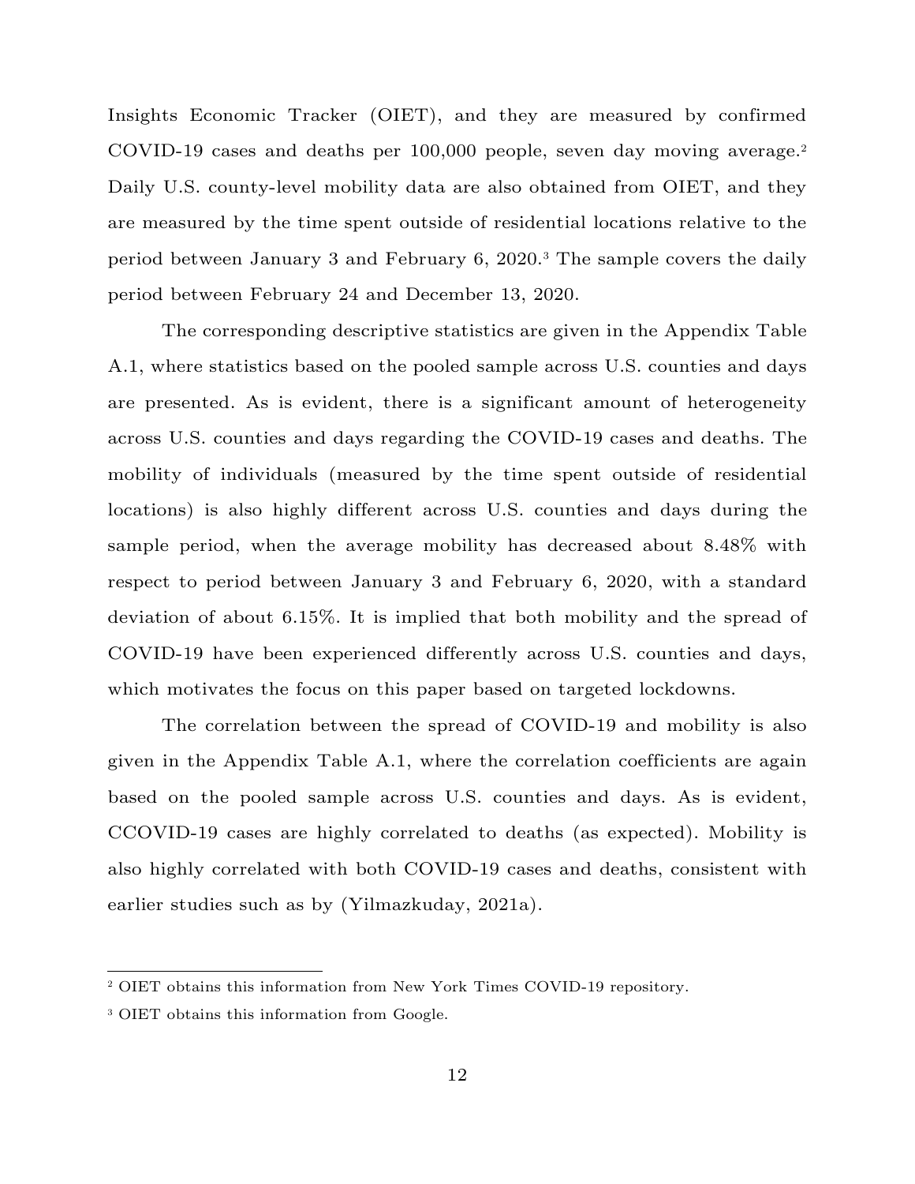Insights Economic Tracker (OIET), and they are measured by confirmed COVID-19 cases and deaths per 100,000 people, seven day moving average.[2] Daily U.S. county-level mobility data are also obtained from OIET, and they are measured by the time spent outside of residential locations relative to the period between January 3 and February 6, 2020.[3] The sample covers the daily period between February 24 and December 13, 2020.

The corresponding descriptive statistics are given in the Appendix Table A.1, where statistics based on the pooled sample across U.S. counties and days are presented. As is evident, there is a significant amount of heterogeneity across U.S. counties and days regarding the COVID-19 cases and deaths. The mobility of individuals (measured by the time spent outside of residential locations) is also highly different across U.S. counties and days during the sample period, when the average mobility has decreased about 8.48% with respect to period between January 3 and February 6, 2020, with a standard deviation of about 6.15%. It is implied that both mobility and the spread of COVID-19 have been experienced differently across U.S. counties and days, which motivates the focus on this paper based on targeted lockdowns.

The correlation between the spread of COVID-19 and mobility is also given in the Appendix Table A.1, where the correlation coefficients are again based on the pooled sample across U.S. counties and days. As is evident, CCOVID-19 cases are highly correlated to deaths (as expected). Mobility is also highly correlated with both COVID-19 cases and deaths, consistent with earlier studies such as by (Yilmazkuday, 2021a).

---

[2] OIET obtains this information from New York Times COVID-19 repository.

[3] OIET obtains this information from Google.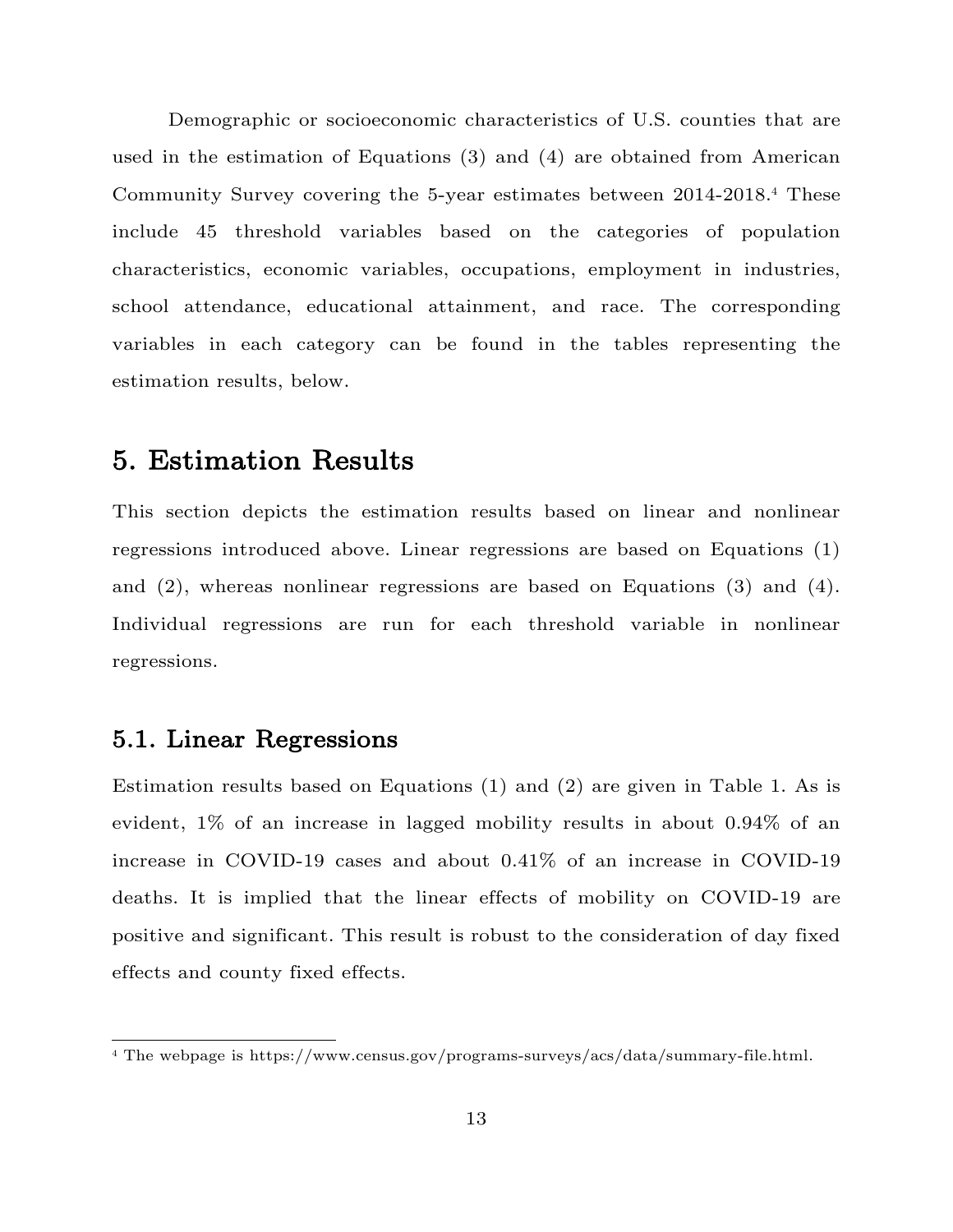Demographic or socioeconomic characteristics of U.S. counties that are used in the estimation of Equations (3) and (4) are obtained from American Community Survey covering the 5-year estimates between 2014-2018.[4] These include 45 threshold variables based on the categories of population characteristics, economic variables, occupations, employment in industries, school attendance, educational attainment, and race. The corresponding variables in each category can be found in the tables representing the estimation results, below.

# 5. Estimation Results

This section depicts the estimation results based on linear and nonlinear regressions introduced above. Linear regressions are based on Equations (1) and (2), whereas nonlinear regressions are based on Equations (3) and (4). Individual regressions are run for each threshold variable in nonlinear regressions.

## 5.1. Linear Regressions

Estimation results based on Equations (1) and (2) are given in Table 1. As is evident, 1% of an increase in lagged mobility results in about 0.94% of an increase in COVID-19 cases and about 0.41% of an increase in COVID-19 deaths. It is implied that the linear effects of mobility on COVID-19 are positive and significant. This result is robust to the consideration of day fixed effects and county fixed effects.

[4] The webpage is https://www.census.gov/programs-surveys/acs/data/summary-file.html.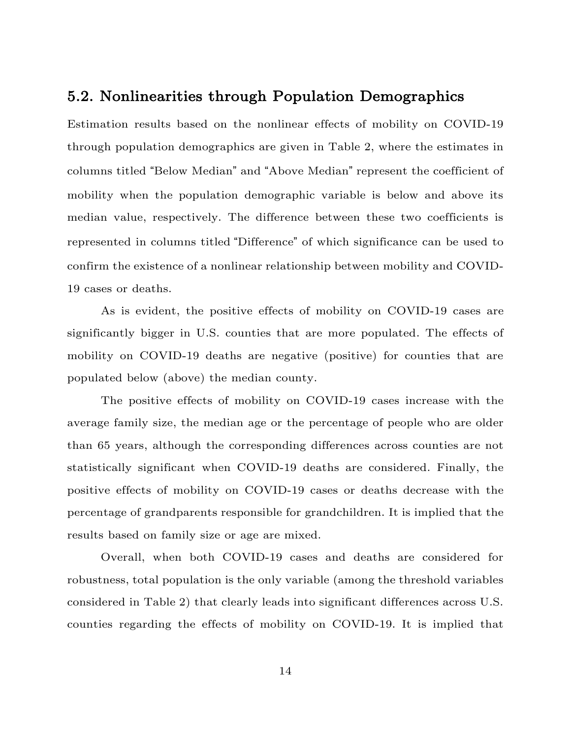## 5.2. Nonlinearities through Population Demographics

Estimation results based on the nonlinear effects of mobility on COVID-19 through population demographics are given in Table 2, where the estimates in columns titled "Below Median" and "Above Median" represent the coefficient of mobility when the population demographic variable is below and above its median value, respectively. The difference between these two coefficients is represented in columns titled "Difference" of which significance can be used to confirm the existence of a nonlinear relationship between mobility and COVID-19 cases or deaths.

As is evident, the positive effects of mobility on COVID-19 cases are significantly bigger in U.S. counties that are more populated. The effects of mobility on COVID-19 deaths are negative (positive) for counties that are populated below (above) the median county.

The positive effects of mobility on COVID-19 cases increase with the average family size, the median age or the percentage of people who are older than 65 years, although the corresponding differences across counties are not statistically significant when COVID-19 deaths are considered. Finally, the positive effects of mobility on COVID-19 cases or deaths decrease with the percentage of grandparents responsible for grandchildren. It is implied that the results based on family size or age are mixed.

Overall, when both COVID-19 cases and deaths are considered for robustness, total population is the only variable (among the threshold variables considered in Table 2) that clearly leads into significant differences across U.S. counties regarding the effects of mobility on COVID-19. It is implied that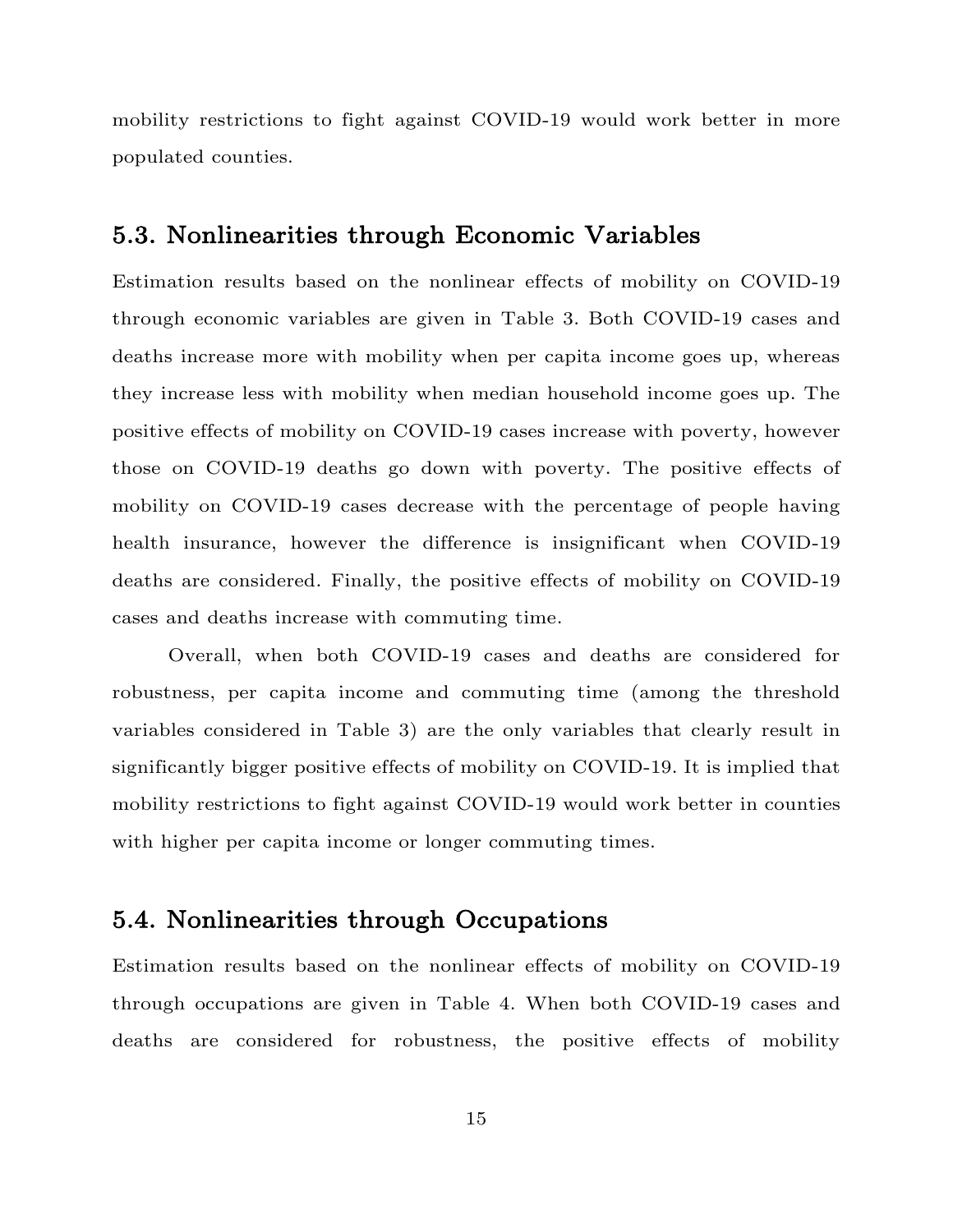mobility restrictions to fight against COVID-19 would work better in more populated counties.

## 5.3. Nonlinearities through Economic Variables

Estimation results based on the nonlinear effects of mobility on COVID-19 through economic variables are given in Table 3. Both COVID-19 cases and deaths increase more with mobility when per capita income goes up, whereas they increase less with mobility when median household income goes up. The positive effects of mobility on COVID-19 cases increase with poverty, however those on COVID-19 deaths go down with poverty. The positive effects of mobility on COVID-19 cases decrease with the percentage of people having health insurance, however the difference is insignificant when COVID-19 deaths are considered. Finally, the positive effects of mobility on COVID-19 cases and deaths increase with commuting time.

Overall, when both COVID-19 cases and deaths are considered for robustness, per capita income and commuting time (among the threshold variables considered in Table 3) are the only variables that clearly result in significantly bigger positive effects of mobility on COVID-19. It is implied that mobility restrictions to fight against COVID-19 would work better in counties with higher per capita income or longer commuting times.

## 5.4. Nonlinearities through Occupations

Estimation results based on the nonlinear effects of mobility on COVID-19 through occupations are given in Table 4. When both COVID-19 cases and deaths are considered for robustness, the positive effects of mobility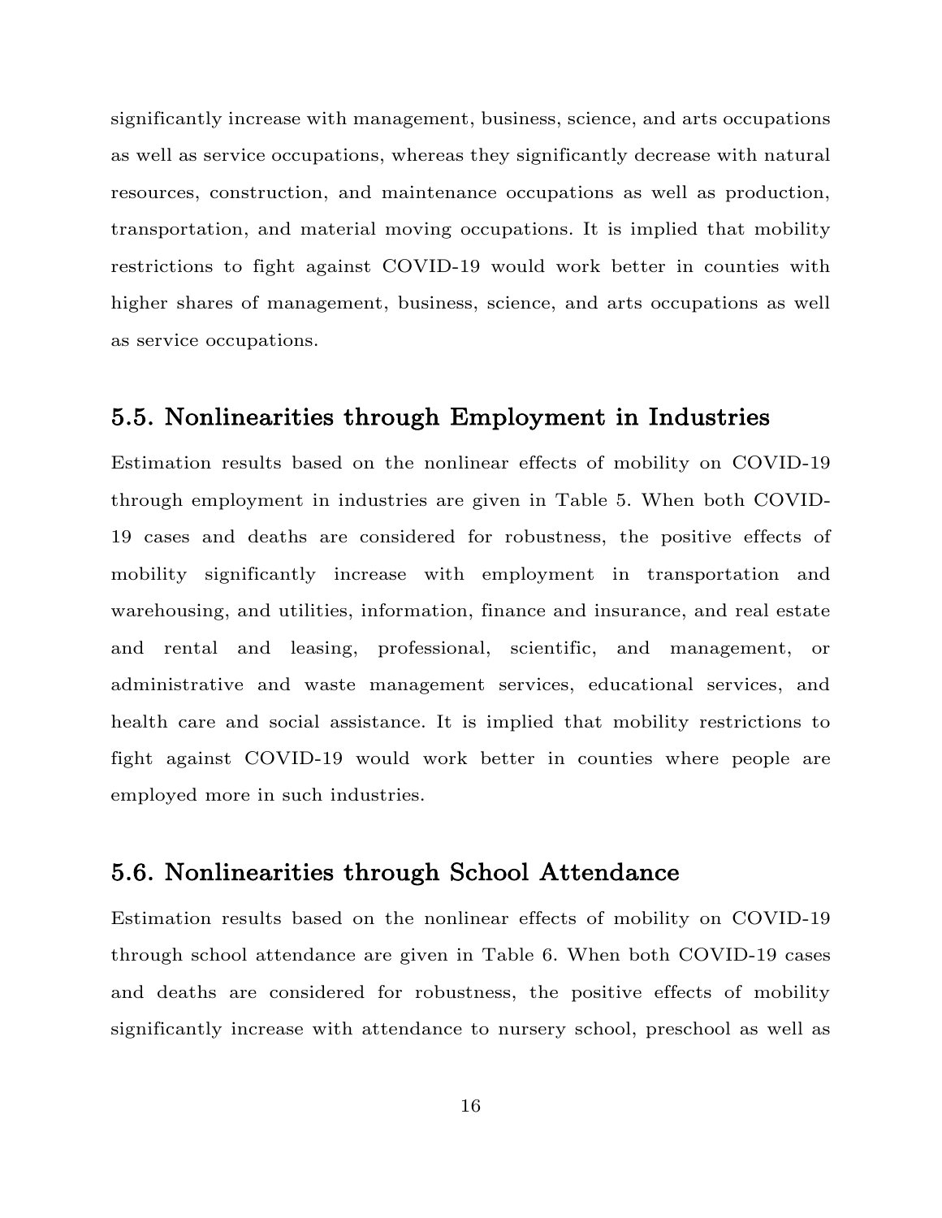significantly increase with management, business, science, and arts occupations as well as service occupations, whereas they significantly decrease with natural resources, construction, and maintenance occupations as well as production, transportation, and material moving occupations. It is implied that mobility restrictions to fight against COVID-19 would work better in counties with higher shares of management, business, science, and arts occupations as well as service occupations.

## 5.5. Nonlinearities through Employment in Industries

Estimation results based on the nonlinear effects of mobility on COVID-19 through employment in industries are given in Table 5. When both COVID-19 cases and deaths are considered for robustness, the positive effects of mobility significantly increase with employment in transportation and warehousing, and utilities, information, finance and insurance, and real estate and rental and leasing, professional, scientific, and management, or administrative and waste management services, educational services, and health care and social assistance. It is implied that mobility restrictions to fight against COVID-19 would work better in counties where people are employed more in such industries.

## 5.6. Nonlinearities through School Attendance

Estimation results based on the nonlinear effects of mobility on COVID-19 through school attendance are given in Table 6. When both COVID-19 cases and deaths are considered for robustness, the positive effects of mobility significantly increase with attendance to nursery school, preschool as well as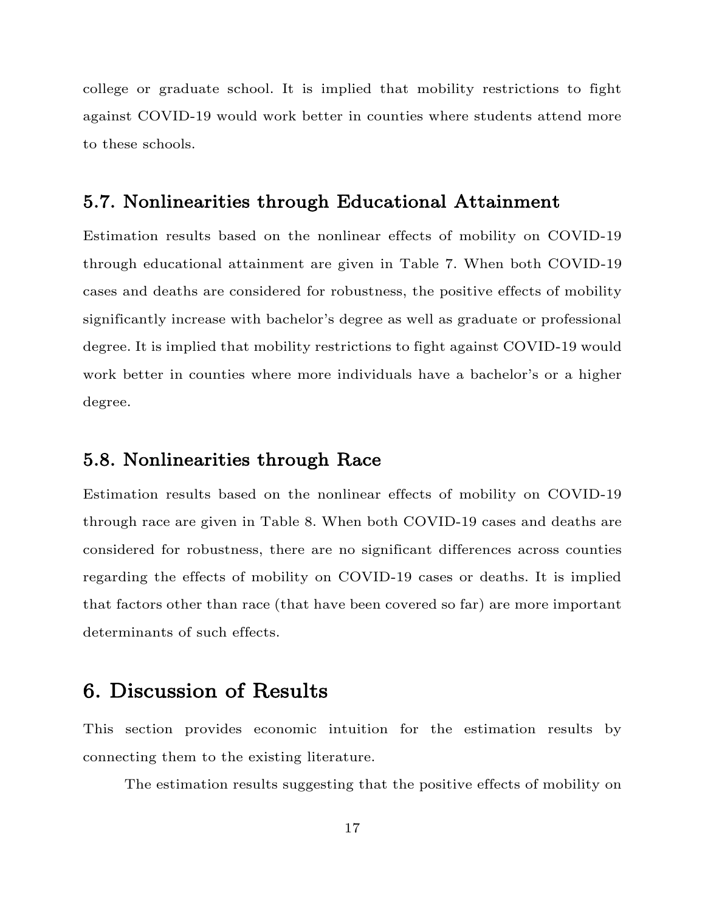college or graduate school. It is implied that mobility restrictions to fight against COVID-19 would work better in counties where students attend more to these schools.

## 5.7. Nonlinearities through Educational Attainment

Estimation results based on the nonlinear effects of mobility on COVID-19 through educational attainment are given in Table 7. When both COVID-19 cases and deaths are considered for robustness, the positive effects of mobility significantly increase with bachelor's degree as well as graduate or professional degree. It is implied that mobility restrictions to fight against COVID-19 would work better in counties where more individuals have a bachelor's or a higher degree.

## 5.8. Nonlinearities through Race

Estimation results based on the nonlinear effects of mobility on COVID-19 through race are given in Table 8. When both COVID-19 cases and deaths are considered for robustness, there are no significant differences across counties regarding the effects of mobility on COVID-19 cases or deaths. It is implied that factors other than race (that have been covered so far) are more important determinants of such effects.

# 6. Discussion of Results

This section provides economic intuition for the estimation results by connecting them to the existing literature.

The estimation results suggesting that the positive effects of mobility on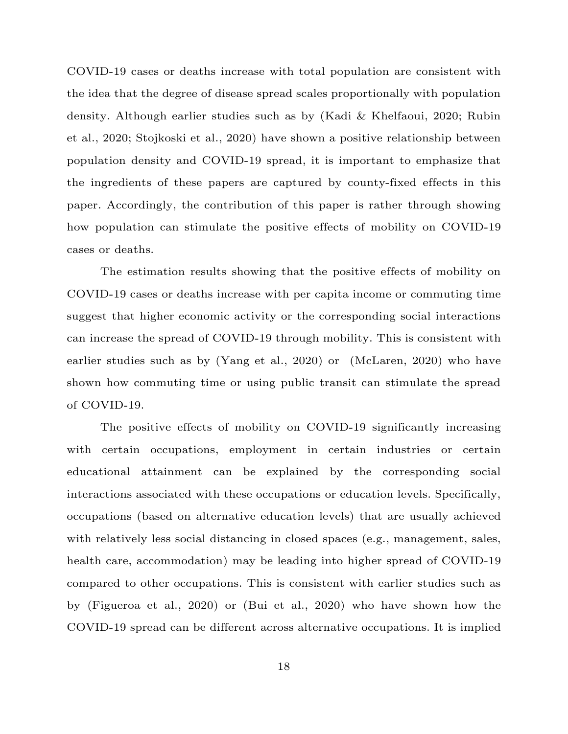COVID-19 cases or deaths increase with total population are consistent with the idea that the degree of disease spread scales proportionally with population density. Although earlier studies such as by (Kadi & Khelfaoui, 2020; Rubin et al., 2020; Stojkoski et al., 2020) have shown a positive relationship between population density and COVID-19 spread, it is important to emphasize that the ingredients of these papers are captured by county-fixed effects in this paper. Accordingly, the contribution of this paper is rather through showing how population can stimulate the positive effects of mobility on COVID-19 cases or deaths.

The estimation results showing that the positive effects of mobility on COVID-19 cases or deaths increase with per capita income or commuting time suggest that higher economic activity or the corresponding social interactions can increase the spread of COVID-19 through mobility. This is consistent with earlier studies such as by (Yang et al., 2020) or (McLaren, 2020) who have shown how commuting time or using public transit can stimulate the spread of COVID-19.

The positive effects of mobility on COVID-19 significantly increasing with certain occupations, employment in certain industries or certain educational attainment can be explained by the corresponding social interactions associated with these occupations or education levels. Specifically, occupations (based on alternative education levels) that are usually achieved with relatively less social distancing in closed spaces (e.g., management, sales, health care, accommodation) may be leading into higher spread of COVID-19 compared to other occupations. This is consistent with earlier studies such as by (Figueroa et al., 2020) or (Bui et al., 2020) who have shown how the COVID-19 spread can be different across alternative occupations. It is implied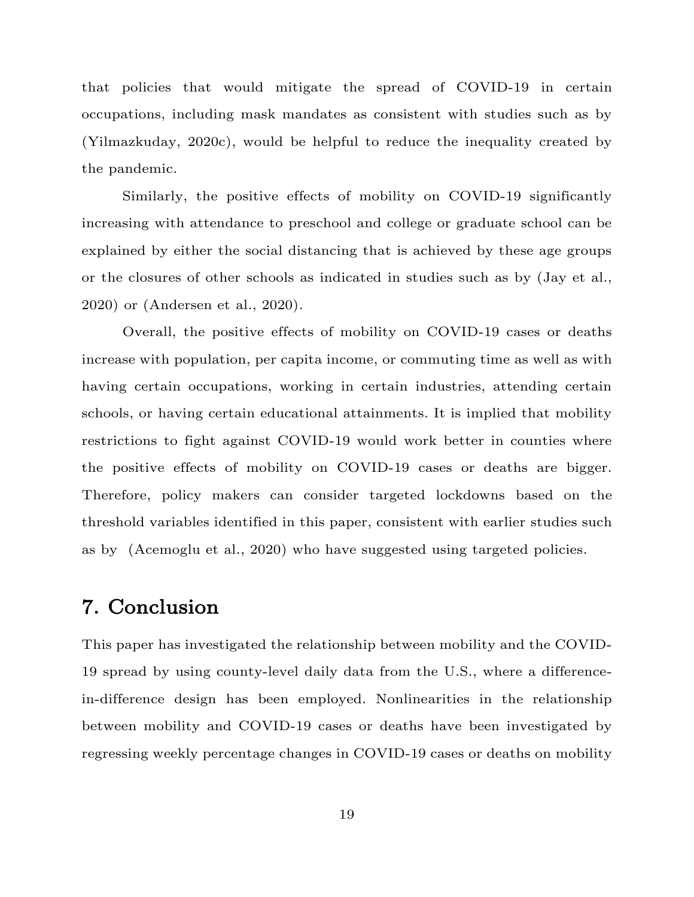that policies that would mitigate the spread of COVID-19 in certain occupations, including mask mandates as consistent with studies such as by (Yilmazkuday, 2020c), would be helpful to reduce the inequality created by the pandemic.

Similarly, the positive effects of mobility on COVID-19 significantly increasing with attendance to preschool and college or graduate school can be explained by either the social distancing that is achieved by these age groups or the closures of other schools as indicated in studies such as by (Jay et al., 2020) or (Andersen et al., 2020).

Overall, the positive effects of mobility on COVID-19 cases or deaths increase with population, per capita income, or commuting time as well as with having certain occupations, working in certain industries, attending certain schools, or having certain educational attainments. It is implied that mobility restrictions to fight against COVID-19 would work better in counties where the positive effects of mobility on COVID-19 cases or deaths are bigger. Therefore, policy makers can consider targeted lockdowns based on the threshold variables identified in this paper, consistent with earlier studies such as by (Acemoglu et al., 2020) who have suggested using targeted policies.

## 7. Conclusion

This paper has investigated the relationship between mobility and the COVID-19 spread by using county-level daily data from the U.S., where a difference-in-difference design has been employed. Nonlinearities in the relationship between mobility and COVID-19 cases or deaths have been investigated by regressing weekly percentage changes in COVID-19 cases or deaths on mobility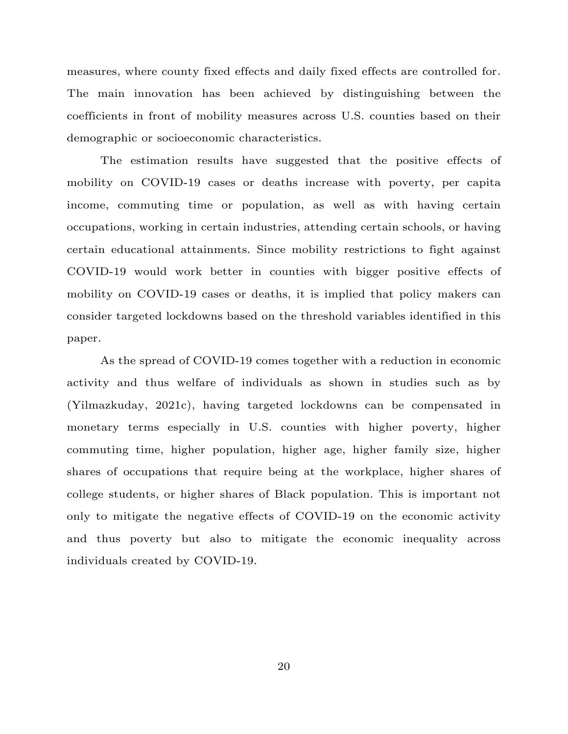measures, where county fixed effects and daily fixed effects are controlled for. The main innovation has been achieved by distinguishing between the coefficients in front of mobility measures across U.S. counties based on their demographic or socioeconomic characteristics.

The estimation results have suggested that the positive effects of mobility on COVID-19 cases or deaths increase with poverty, per capita income, commuting time or population, as well as with having certain occupations, working in certain industries, attending certain schools, or having certain educational attainments. Since mobility restrictions to fight against COVID-19 would work better in counties with bigger positive effects of mobility on COVID-19 cases or deaths, it is implied that policy makers can consider targeted lockdowns based on the threshold variables identified in this paper.

As the spread of COVID-19 comes together with a reduction in economic activity and thus welfare of individuals as shown in studies such as by (Yilmazkuday, 2021c), having targeted lockdowns can be compensated in monetary terms especially in U.S. counties with higher poverty, higher commuting time, higher population, higher age, higher family size, higher shares of occupations that require being at the workplace, higher shares of college students, or higher shares of Black population. This is important not only to mitigate the negative effects of COVID-19 on the economic activity and thus poverty but also to mitigate the economic inequality across individuals created by COVID-19.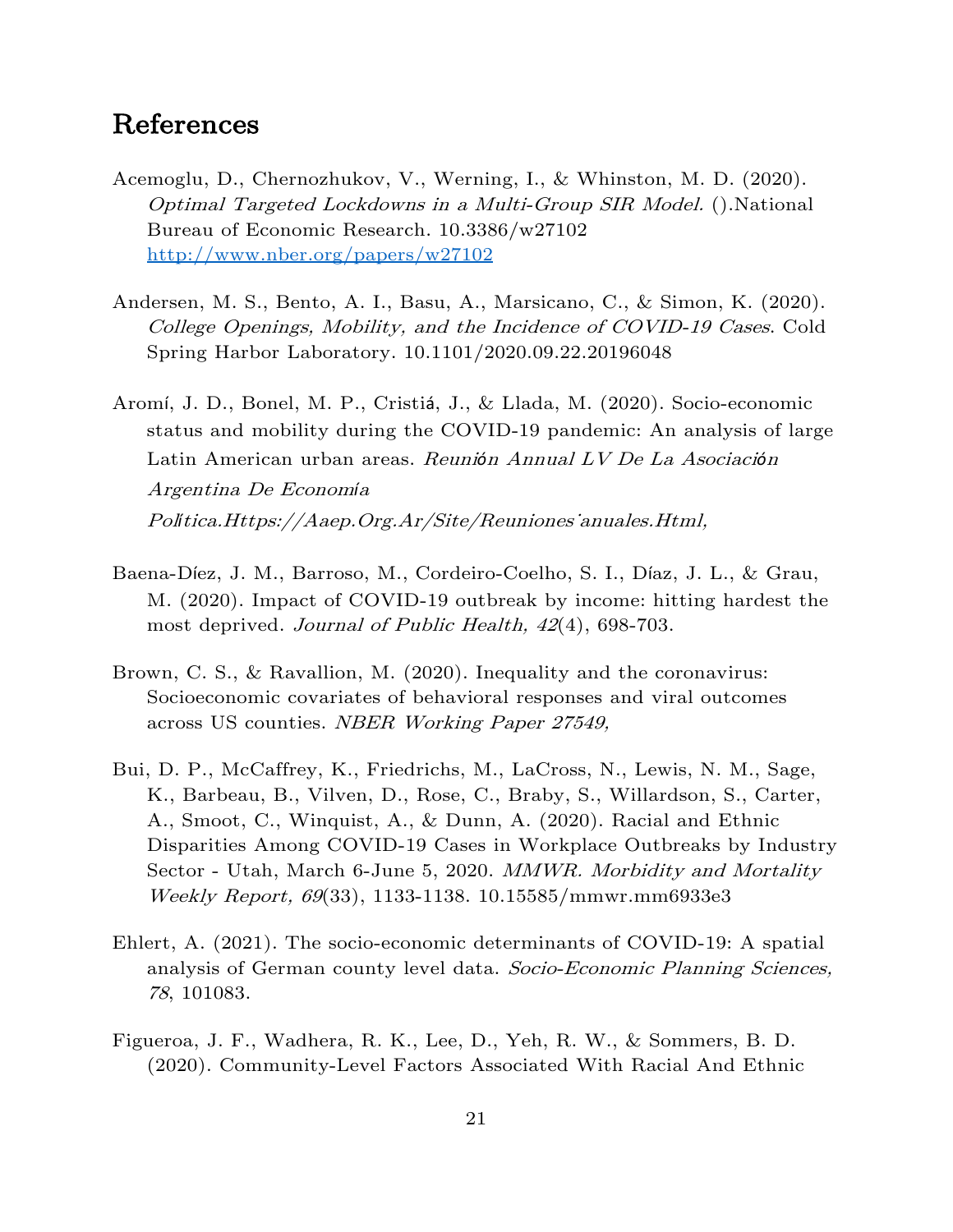# References

Acemoglu, D., Chernozhukov, V., Werning, I., & Whinston, M. D. (2020). *Optimal Targeted Lockdowns in a Multi-Group SIR Model.* ().National Bureau of Economic Research. 10.3386/w27102 http://www.nber.org/papers/w27102

Andersen, M. S., Bento, A. I., Basu, A., Marsicano, C., & Simon, K. (2020). *College Openings, Mobility, and the Incidence of COVID-19 Cases*. Cold Spring Harbor Laboratory. 10.1101/2020.09.22.20196048

Aromí, J. D., Bonel, M. P., Cristiá, J., & Llada, M. (2020). Socio-economic status and mobility during the COVID-19 pandemic: An analysis of large Latin American urban areas. *Reunión Annual LV De La Asociación Argentina De Economía Política.Https://Aaep.Org.Ar/Site/Reuniones˙anuales.Html,*

Baena-Díez, J. M., Barroso, M., Cordeiro-Coelho, S. I., Díaz, J. L., & Grau, M. (2020). Impact of COVID-19 outbreak by income: hitting hardest the most deprived. *Journal of Public Health, 42*(4), 698-703.

Brown, C. S., & Ravallion, M. (2020). Inequality and the coronavirus: Socioeconomic covariates of behavioral responses and viral outcomes across US counties. *NBER Working Paper 27549,*

Bui, D. P., McCaffrey, K., Friedrichs, M., LaCross, N., Lewis, N. M., Sage, K., Barbeau, B., Vilven, D., Rose, C., Braby, S., Willardson, S., Carter, A., Smoot, C., Winquist, A., & Dunn, A. (2020). Racial and Ethnic Disparities Among COVID-19 Cases in Workplace Outbreaks by Industry Sector - Utah, March 6-June 5, 2020. *MMWR. Morbidity and Mortality Weekly Report, 69*(33), 1133-1138. 10.15585/mmwr.mm6933e3

Ehlert, A. (2021). The socio-economic determinants of COVID-19: A spatial analysis of German county level data. *Socio-Economic Planning Sciences, 78*, 101083.

Figueroa, J. F., Wadhera, R. K., Lee, D., Yeh, R. W., & Sommers, B. D. (2020). Community-Level Factors Associated With Racial And Ethnic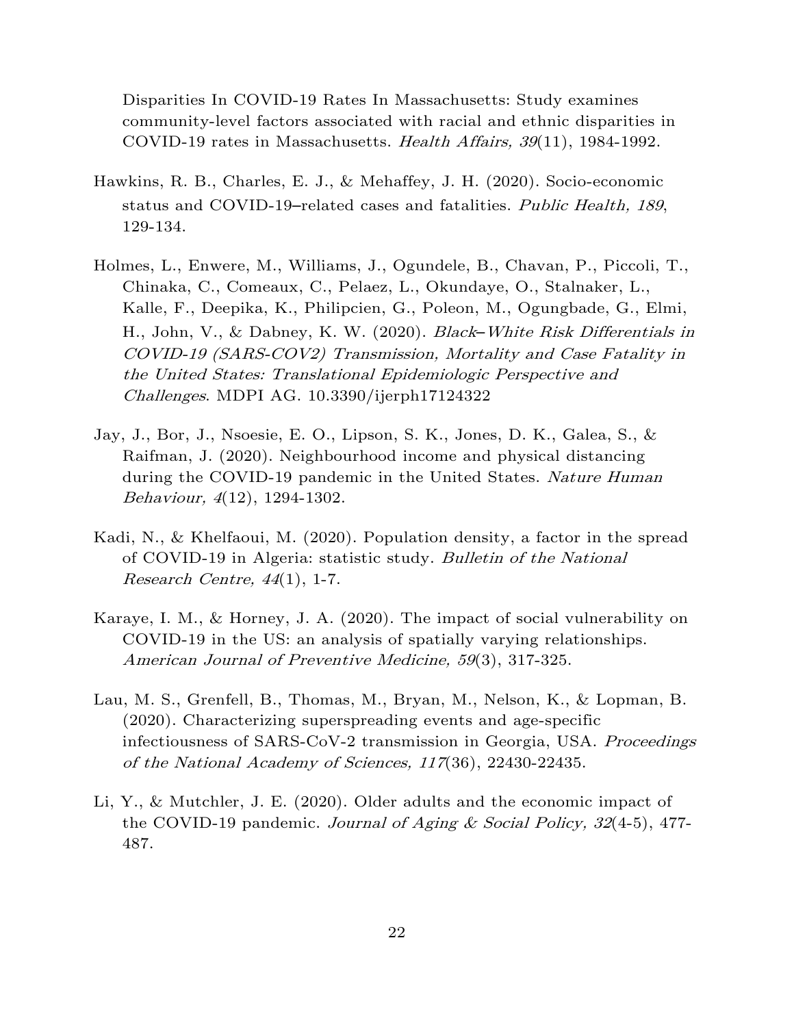Disparities In COVID-19 Rates In Massachusetts: Study examines community-level factors associated with racial and ethnic disparities in COVID-19 rates in Massachusetts. *Health Affairs, 39*(11), 1984-1992.

Hawkins, R. B., Charles, E. J., & Mehaffey, J. H. (2020). Socio-economic status and COVID-19–related cases and fatalities. *Public Health, 189*, 129-134.

Holmes, L., Enwere, M., Williams, J., Ogundele, B., Chavan, P., Piccoli, T., Chinaka, C., Comeaux, C., Pelaez, L., Okundaye, O., Stalnaker, L., Kalle, F., Deepika, K., Philipcien, G., Poleon, M., Ogungbade, G., Elmi, H., John, V., & Dabney, K. W. (2020). *Black–White Risk Differentials in COVID-19 (SARS-COV2) Transmission, Mortality and Case Fatality in the United States: Translational Epidemiologic Perspective and Challenges*. MDPI AG. 10.3390/ijerph17124322

Jay, J., Bor, J., Nsoesie, E. O., Lipson, S. K., Jones, D. K., Galea, S., & Raifman, J. (2020). Neighbourhood income and physical distancing during the COVID-19 pandemic in the United States. *Nature Human Behaviour, 4*(12), 1294-1302.

Kadi, N., & Khelfaoui, M. (2020). Population density, a factor in the spread of COVID-19 in Algeria: statistic study. *Bulletin of the National Research Centre, 44*(1), 1-7.

Karaye, I. M., & Horney, J. A. (2020). The impact of social vulnerability on COVID-19 in the US: an analysis of spatially varying relationships. *American Journal of Preventive Medicine, 59*(3), 317-325.

Lau, M. S., Grenfell, B., Thomas, M., Bryan, M., Nelson, K., & Lopman, B. (2020). Characterizing superspreading events and age-specific infectiousness of SARS-CoV-2 transmission in Georgia, USA. *Proceedings of the National Academy of Sciences, 117*(36), 22430-22435.

Li, Y., & Mutchler, J. E. (2020). Older adults and the economic impact of the COVID-19 pandemic. *Journal of Aging & Social Policy, 32*(4-5), 477-487.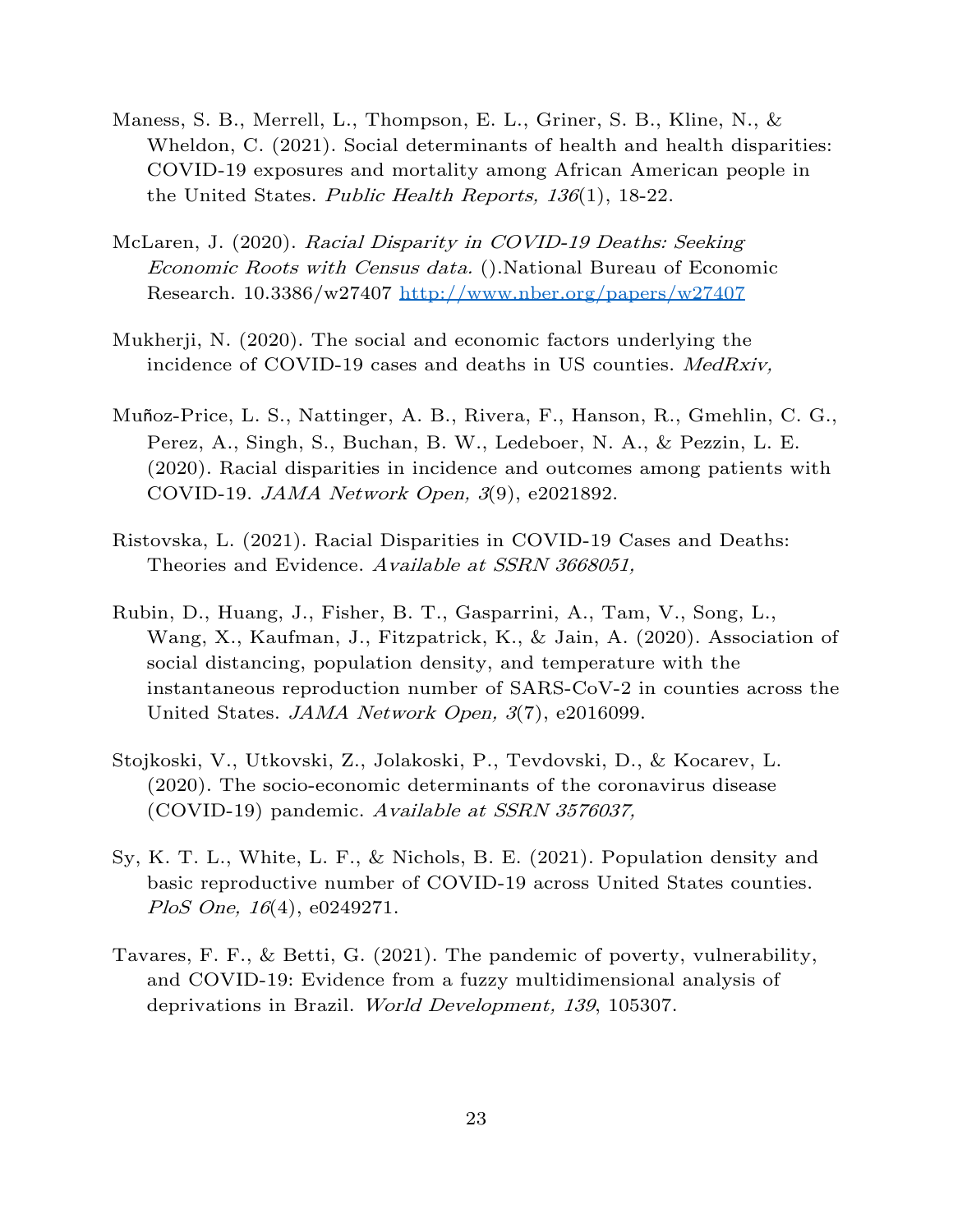Maness, S. B., Merrell, L., Thompson, E. L., Griner, S. B., Kline, N., & Wheldon, C. (2021). Social determinants of health and health disparities: COVID-19 exposures and mortality among African American people in the United States. *Public Health Reports, 136*(1), 18-22.

McLaren, J. (2020). *Racial Disparity in COVID-19 Deaths: Seeking Economic Roots with Census data.* ().National Bureau of Economic Research. 10.3386/w27407 http://www.nber.org/papers/w27407

Mukherji, N. (2020). The social and economic factors underlying the incidence of COVID-19 cases and deaths in US counties. *MedRxiv,*

Muñoz-Price, L. S., Nattinger, A. B., Rivera, F., Hanson, R., Gmehlin, C. G., Perez, A., Singh, S., Buchan, B. W., Ledeboer, N. A., & Pezzin, L. E. (2020). Racial disparities in incidence and outcomes among patients with COVID-19. *JAMA Network Open, 3*(9), e2021892.

Ristovska, L. (2021). Racial Disparities in COVID-19 Cases and Deaths: Theories and Evidence. *Available at SSRN 3668051,*

Rubin, D., Huang, J., Fisher, B. T., Gasparrini, A., Tam, V., Song, L., Wang, X., Kaufman, J., Fitzpatrick, K., & Jain, A. (2020). Association of social distancing, population density, and temperature with the instantaneous reproduction number of SARS-CoV-2 in counties across the United States. *JAMA Network Open, 3*(7), e2016099.

Stojkoski, V., Utkovski, Z., Jolakoski, P., Tevdovski, D., & Kocarev, L. (2020). The socio-economic determinants of the coronavirus disease (COVID-19) pandemic. *Available at SSRN 3576037,*

Sy, K. T. L., White, L. F., & Nichols, B. E. (2021). Population density and basic reproductive number of COVID-19 across United States counties. *PloS One, 16*(4), e0249271.

Tavares, F. F., & Betti, G. (2021). The pandemic of poverty, vulnerability, and COVID-19: Evidence from a fuzzy multidimensional analysis of deprivations in Brazil. *World Development, 139*, 105307.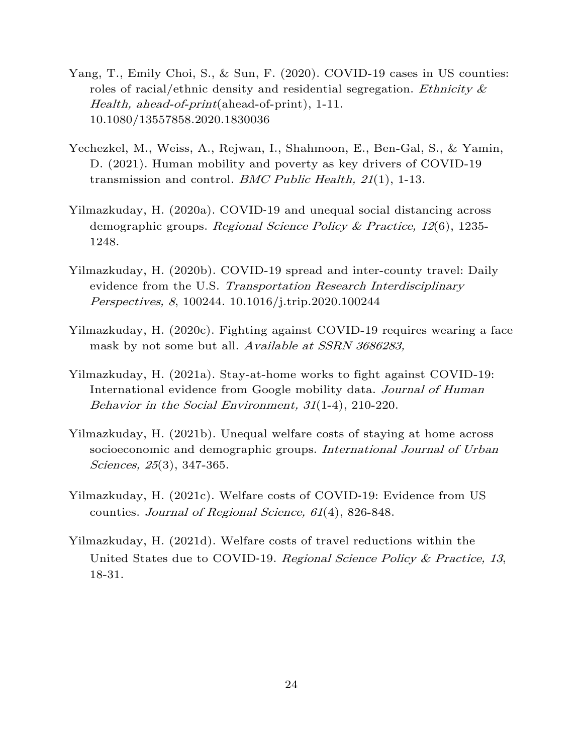Yang, T., Emily Choi, S., & Sun, F. (2020). COVID-19 cases in US counties: roles of racial/ethnic density and residential segregation. *Ethnicity & Health, ahead-of-print*(ahead-of-print), 1-11. 10.1080/13557858.2020.1830036

Yechezkel, M., Weiss, A., Rejwan, I., Shahmoon, E., Ben-Gal, S., & Yamin, D. (2021). Human mobility and poverty as key drivers of COVID-19 transmission and control. *BMC Public Health, 21*(1), 1-13.

Yilmazkuday, H. (2020a). COVID-19 and unequal social distancing across demographic groups. *Regional Science Policy & Practice, 12*(6), 1235-1248.

Yilmazkuday, H. (2020b). COVID-19 spread and inter-county travel: Daily evidence from the U.S. *Transportation Research Interdisciplinary Perspectives, 8*, 100244. 10.1016/j.trip.2020.100244

Yilmazkuday, H. (2020c). Fighting against COVID-19 requires wearing a face mask by not some but all. *Available at SSRN 3686283,*

Yilmazkuday, H. (2021a). Stay-at-home works to fight against COVID-19: International evidence from Google mobility data. *Journal of Human Behavior in the Social Environment, 31*(1-4), 210-220.

Yilmazkuday, H. (2021b). Unequal welfare costs of staying at home across socioeconomic and demographic groups. *International Journal of Urban Sciences, 25*(3), 347-365.

Yilmazkuday, H. (2021c). Welfare costs of COVID-19: Evidence from US counties. *Journal of Regional Science, 61*(4), 826-848.

Yilmazkuday, H. (2021d). Welfare costs of travel reductions within the United States due to COVID-19. *Regional Science Policy & Practice, 13*, 18-31.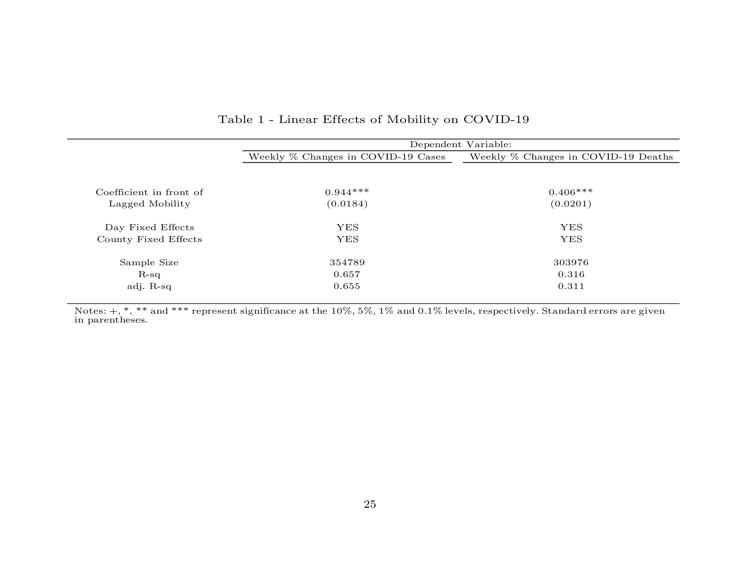Table 1 - Linear Effects of Mobility on COVID-19

| | Dependent Variable: | |
|---|---|---|
| | Weekly % Changes in COVID-19 Cases | Weekly % Changes in COVID-19 Deaths |
| Coefficient in front of Lagged Mobility | 0.944*** | 0.406*** |
| | (0.0184) | (0.0201) |
| Day Fixed Effects | YES | YES |
| County Fixed Effects | YES | YES |
| Sample Size | 354789 | 303976 |
| R-sq | 0.657 | 0.316 |
| adj. R-sq | 0.655 | 0.311 |

Notes: +, *, ** and *** represent significance at the 10%, 5%, 1% and 0.1% levels, respectively. Standard errors are given in parentheses.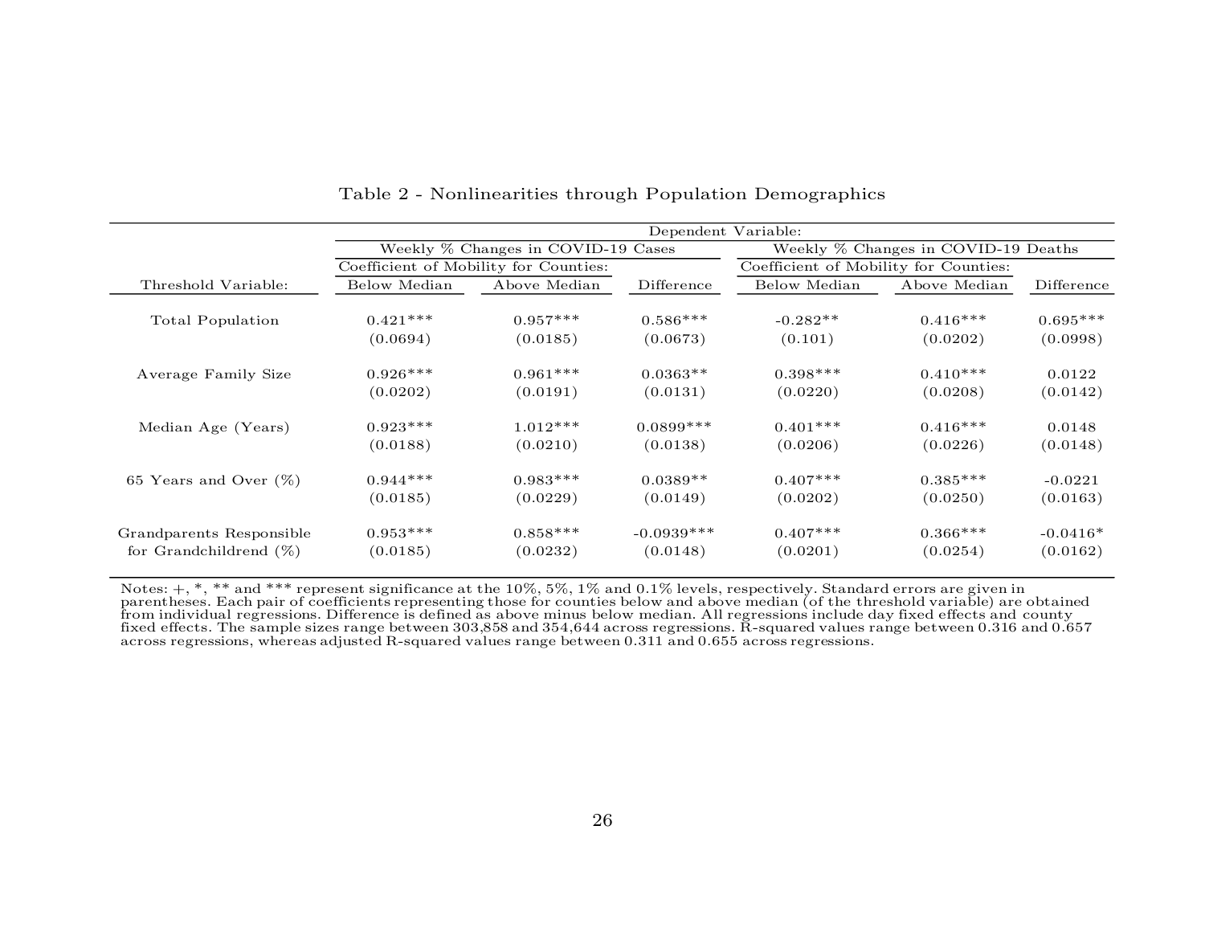Table 2 - Nonlinearities through Population Demographics

| | Dependent Variable: | | | | | |
|---|---|---|---|---|---|---|
| | Weekly % Changes in COVID-19 Cases | | | Weekly % Changes in COVID-19 Deaths | | |
| | Coefficient of Mobility for Counties: | | | Coefficient of Mobility for Counties: | | |
| Threshold Variable: | Below Median | Above Median | Difference | Below Median | Above Median | Difference |
| Total Population | 0.421*** | 0.957*** | 0.586*** | -0.282** | 0.416*** | 0.695*** |
| | (0.0694) | (0.0185) | (0.0673) | (0.101) | (0.0202) | (0.0998) |
| Average Family Size | 0.926*** | 0.961*** | 0.0363** | 0.398*** | 0.410*** | 0.0122 |
| | (0.0202) | (0.0191) | (0.0131) | (0.0220) | (0.0208) | (0.0142) |
| Median Age (Years) | 0.923*** | 1.012*** | 0.0899*** | 0.401*** | 0.416*** | 0.0148 |
| | (0.0188) | (0.0210) | (0.0138) | (0.0206) | (0.0226) | (0.0148) |
| 65 Years and Over (%) | 0.944*** | 0.983*** | 0.0389** | 0.407*** | 0.385*** | -0.0221 |
| | (0.0185) | (0.0229) | (0.0149) | (0.0202) | (0.0250) | (0.0163) |
| Grandparents Responsible for Grandchildrend (%) | 0.953*** | 0.858*** | -0.0939*** | 0.407*** | 0.366*** | -0.0416* |
| | (0.0185) | (0.0232) | (0.0148) | (0.0201) | (0.0254) | (0.0162) |

Notes: +, *, ** and *** represent significance at the 10%, 5%, 1% and 0.1% levels, respectively. Standard errors are given in parentheses. Each pair of coefficients representing those for counties below and above median (of the threshold variable) are obtained from individual regressions. Difference is defined as above minus below median. All regressions include day fixed effects and county fixed effects. The sample sizes range between 303,858 and 354,644 across regressions. R-squared values range between 0.316 and 0.657 across regressions, whereas adjusted R-squared values range between 0.311 and 0.655 across regressions.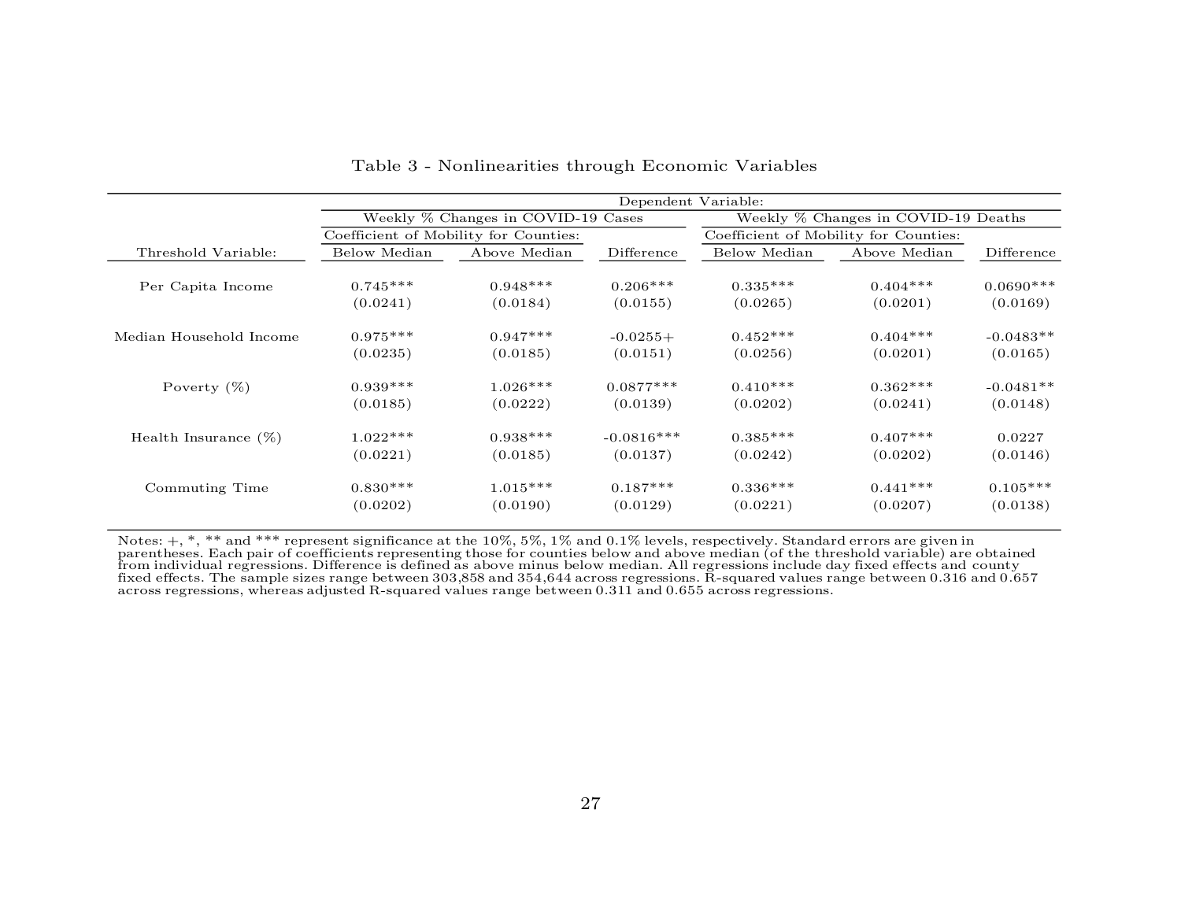Table 3 - Nonlinearities through Economic Variables

| | Dependent Variable: | | | | | |
|---|---|---|---|---|---|---|
| | Weekly % Changes in COVID-19 Cases | | | Weekly % Changes in COVID-19 Deaths | | |
| | Coefficient of Mobility for Counties: | | | Coefficient of Mobility for Counties: | | |
| Threshold Variable: | Below Median | Above Median | Difference | Below Median | Above Median | Difference |
| Per Capita Income | 0.745*** | 0.948*** | 0.206*** | 0.335*** | 0.404*** | 0.0690*** |
| | (0.0241) | (0.0184) | (0.0155) | (0.0265) | (0.0201) | (0.0169) |
| Median Household Income | 0.975*** | 0.947*** | -0.0255+ | 0.452*** | 0.404*** | -0.0483** |
| | (0.0235) | (0.0185) | (0.0151) | (0.0256) | (0.0201) | (0.0165) |
| Poverty (%) | 0.939*** | 1.026*** | 0.0877*** | 0.410*** | 0.362*** | -0.0481** |
| | (0.0185) | (0.0222) | (0.0139) | (0.0202) | (0.0241) | (0.0148) |
| Health Insurance (%) | 1.022*** | 0.938*** | -0.0816*** | 0.385*** | 0.407*** | 0.0227 |
| | (0.0221) | (0.0185) | (0.0137) | (0.0242) | (0.0202) | (0.0146) |
| Commuting Time | 0.830*** | 1.015*** | 0.187*** | 0.336*** | 0.441*** | 0.105*** |
| | (0.0202) | (0.0190) | (0.0129) | (0.0221) | (0.0207) | (0.0138) |

Notes: +, *, ** and *** represent significance at the 10%, 5%, 1% and 0.1% levels, respectively. Standard errors are given in parentheses. Each pair of coefficients representing those for counties below and above median (of the threshold variable) are obtained from individual regressions. Difference is defined as above minus below median. All regressions include day fixed effects and county fixed effects. The sample sizes range between 303,858 and 354,644 across regressions. R-squared values range between 0.316 and 0.657 across regressions, whereas adjusted R-squared values range between 0.311 and 0.655 across regressions.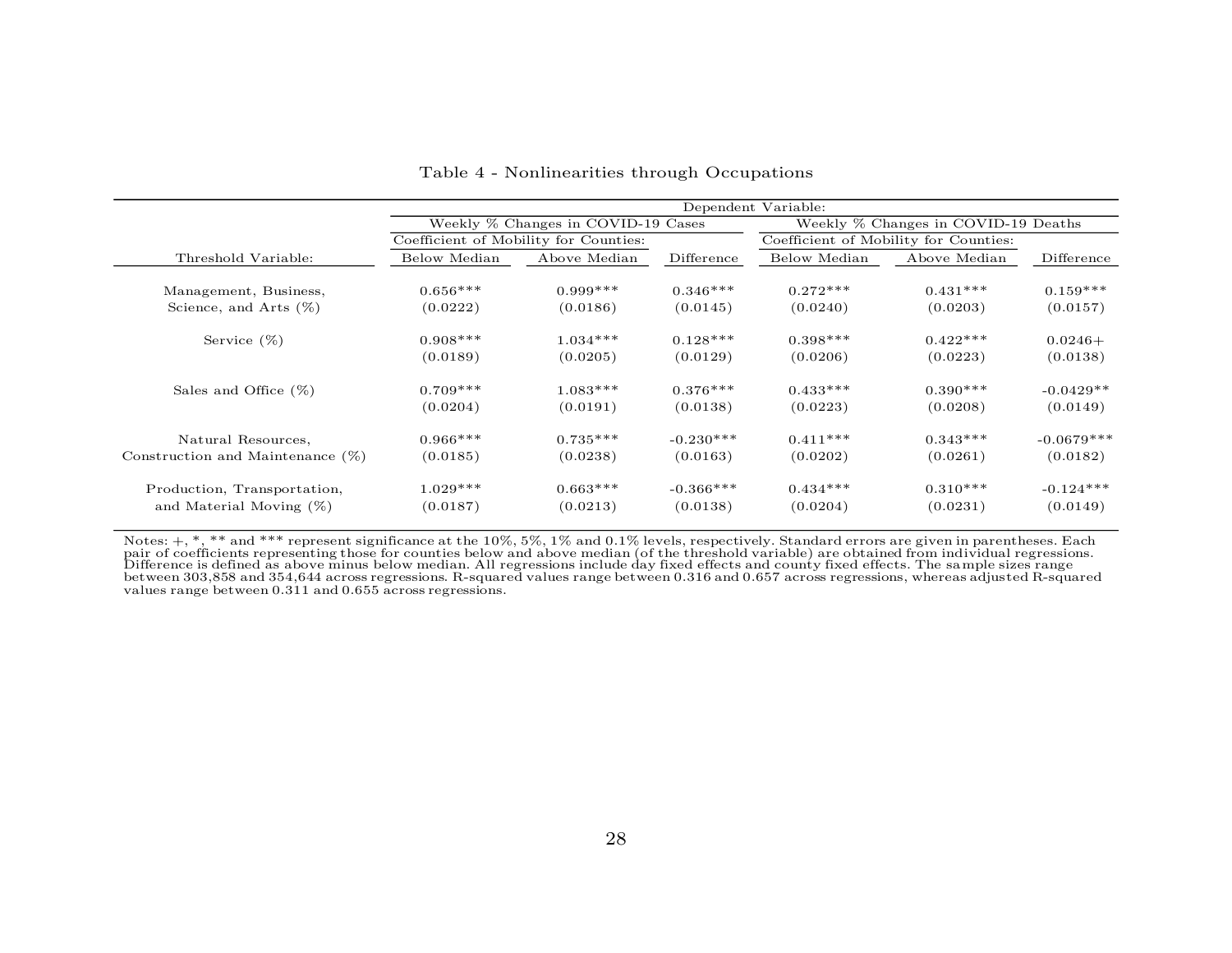Table 4 - Nonlinearities through Occupations

| | Dependent Variable: | | | | | |
|---|---|---|---|---|---|---|
| | Weekly % Changes in COVID-19 Cases | | | Weekly % Changes in COVID-19 Deaths | | |
| | Coefficient of Mobility for Counties: | | | Coefficient of Mobility for Counties: | | |
| Threshold Variable: | Below Median | Above Median | Difference | Below Median | Above Median | Difference |
| Management, Business, Science, and Arts (%) | 0.656*** | 0.999*** | 0.346*** | 0.272*** | 0.431*** | 0.159*** |
| | (0.0222) | (0.0186) | (0.0145) | (0.0240) | (0.0203) | (0.0157) |
| Service (%) | 0.908*** | 1.034*** | 0.128*** | 0.398*** | 0.422*** | 0.0246+ |
| | (0.0189) | (0.0205) | (0.0129) | (0.0206) | (0.0223) | (0.0138) |
| Sales and Office (%) | 0.709*** | 1.083*** | 0.376*** | 0.433*** | 0.390*** | -0.0429** |
| | (0.0204) | (0.0191) | (0.0138) | (0.0223) | (0.0208) | (0.0149) |
| Natural Resources, Construction and Maintenance (%) | 0.966*** | 0.735*** | -0.230*** | 0.411*** | 0.343*** | -0.0679*** |
| | (0.0185) | (0.0238) | (0.0163) | (0.0202) | (0.0261) | (0.0182) |
| Production, Transportation, and Material Moving (%) | 1.029*** | 0.663*** | -0.366*** | 0.434*** | 0.310*** | -0.124*** |
| | (0.0187) | (0.0213) | (0.0138) | (0.0204) | (0.0231) | (0.0149) |

Notes: +, *, ** and *** represent significance at the 10%, 5%, 1% and 0.1% levels, respectively. Standard errors are given in parentheses. Each pair of coefficients representing those for counties below and above median (of the threshold variable) are obtained from individual regressions. Difference is defined as above minus below median. All regressions include day fixed effects and county fixed effects. The sample sizes range between 303,858 and 354,644 across regressions. R-squared values range between 0.316 and 0.657 across regressions, whereas adjusted R-squared values range between 0.311 and 0.655 across regressions.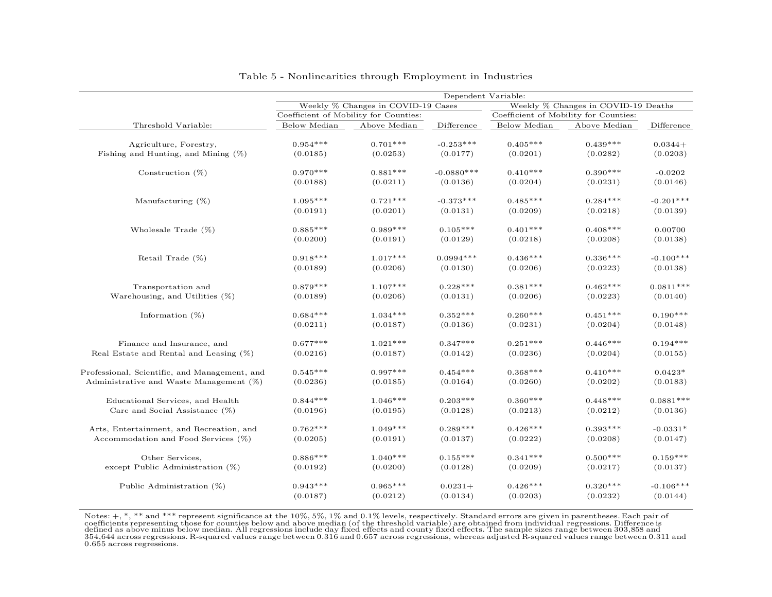Table 5 - Nonlinearities through Employment in Industries

| | Dependent Variable: | | | | | |
|---|---|---|---|---|---|---|
| | Weekly % Changes in COVID-19 Cases | | | Weekly % Changes in COVID-19 Deaths | | |
| | Coefficient of Mobility for Counties: | | | Coefficient of Mobility for Counties: | | |
| Threshold Variable: | Below Median | Above Median | Difference | Below Median | Above Median | Difference |
| Agriculture, Forestry, Fishing and Hunting, and Mining (%) | 0.954*** | 0.701*** | -0.253*** | 0.405*** | 0.439*** | 0.0344+ |
| | (0.0185) | (0.0253) | (0.0177) | (0.0201) | (0.0282) | (0.0203) |
| Construction (%) | 0.970*** | 0.881*** | -0.0880*** | 0.410*** | 0.390*** | -0.0202 |
| | (0.0188) | (0.0211) | (0.0136) | (0.0204) | (0.0231) | (0.0146) |
| Manufacturing (%) | 1.095*** | 0.721*** | -0.373*** | 0.485*** | 0.284*** | -0.201*** |
| | (0.0191) | (0.0201) | (0.0131) | (0.0209) | (0.0218) | (0.0139) |
| Wholesale Trade (%) | 0.885*** | 0.989*** | 0.105*** | 0.401*** | 0.408*** | 0.00700 |
| | (0.0200) | (0.0191) | (0.0129) | (0.0218) | (0.0208) | (0.0138) |
| Retail Trade (%) | 0.918*** | 1.017*** | 0.0994*** | 0.436*** | 0.336*** | -0.100*** |
| | (0.0189) | (0.0206) | (0.0130) | (0.0206) | (0.0223) | (0.0138) |
| Transportation and Warehousing, and Utilities (%) | 0.879*** | 1.107*** | 0.228*** | 0.381*** | 0.462*** | 0.0811*** |
| | (0.0189) | (0.0206) | (0.0131) | (0.0206) | (0.0223) | (0.0140) |
| Information (%) | 0.684*** | 1.034*** | 0.352*** | 0.260*** | 0.451*** | 0.190*** |
| | (0.0211) | (0.0187) | (0.0136) | (0.0231) | (0.0204) | (0.0148) |
| Finance and Insurance, and Real Estate and Rental and Leasing (%) | 0.677*** | 1.021*** | 0.347*** | 0.251*** | 0.446*** | 0.194*** |
| | (0.0216) | (0.0187) | (0.0142) | (0.0236) | (0.0204) | (0.0155) |
| Professional, Scientific, and Management, and Administrative and Waste Management (%) | 0.545*** | 0.997*** | 0.454*** | 0.368*** | 0.410*** | 0.0423* |
| | (0.0236) | (0.0185) | (0.0164) | (0.0260) | (0.0202) | (0.0183) |
| Educational Services, and Health Care and Social Assistance (%) | 0.844*** | 1.046*** | 0.203*** | 0.360*** | 0.448*** | 0.0881*** |
| | (0.0196) | (0.0195) | (0.0128) | (0.0213) | (0.0212) | (0.0136) |
| Arts, Entertainment, and Recreation, and Accommodation and Food Services (%) | 0.762*** | 1.049*** | 0.289*** | 0.426*** | 0.393*** | -0.0331* |
| | (0.0205) | (0.0191) | (0.0137) | (0.0222) | (0.0208) | (0.0147) |
| Other Services, except Public Administration (%) | 0.886*** | 1.040*** | 0.155*** | 0.341*** | 0.500*** | 0.159*** |
| | (0.0192) | (0.0200) | (0.0128) | (0.0209) | (0.0217) | (0.0137) |
| Public Administration (%) | 0.943*** | 0.965*** | 0.0231+ | 0.426*** | 0.320*** | -0.106*** |
| | (0.0187) | (0.0212) | (0.0134) | (0.0203) | (0.0232) | (0.0144) |

Notes: +, *, ** and *** represent significance at the 10%, 5%, 1% and 0.1% levels, respectively. Standard errors are given in parentheses. Each pair of coefficients representing those for counties below and above median (of the threshold variable) are obtained from individual regressions. Difference is defined as above minus below median. All regressions include day fixed effects and county fixed effects. The sample sizes range between 303,858 and 354,644 across regressions. R-squared values range between 0.316 and 0.657 across regressions, whereas adjusted R-squared values range between 0.311 and 0.655 across regressions.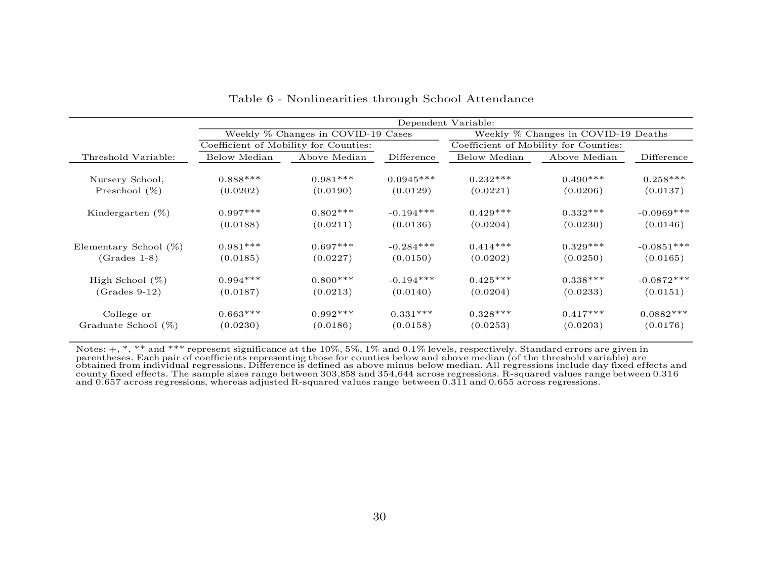## Table 6 - Nonlinearities through School Attendance

| | Dependent Variable: | | | | | |
|---|---|---|---|---|---|---|
| | Weekly % Changes in COVID-19 Cases | | | Weekly % Changes in COVID-19 Deaths | | |
| | Coefficient of Mobility for Counties: | | | Coefficient of Mobility for Counties: | | |
| Threshold Variable: | Below Median | Above Median | Difference | Below Median | Above Median | Difference |
| Nursery School, Preschool (%) | 0.888*** | 0.981*** | 0.0945*** | 0.232*** | 0.490*** | 0.258*** |
| | (0.0202) | (0.0190) | (0.0129) | (0.0221) | (0.0206) | (0.0137) |
| Kindergarten (%) | 0.997*** | 0.802*** | -0.194*** | 0.429*** | 0.332*** | -0.0969*** |
| | (0.0188) | (0.0211) | (0.0136) | (0.0204) | (0.0230) | (0.0146) |
| Elementary School (%) (Grades 1-8) | 0.981*** | 0.697*** | -0.284*** | 0.414*** | 0.329*** | -0.0851*** |
| | (0.0185) | (0.0227) | (0.0150) | (0.0202) | (0.0250) | (0.0165) |
| High School (%) (Grades 9-12) | 0.994*** | 0.800*** | -0.194*** | 0.425*** | 0.338*** | -0.0872*** |
| | (0.0187) | (0.0213) | (0.0140) | (0.0204) | (0.0233) | (0.0151) |
| College or Graduate School (%) | 0.663*** | 0.992*** | 0.331*** | 0.328*** | 0.417*** | 0.0882*** |
| | (0.0230) | (0.0186) | (0.0158) | (0.0253) | (0.0203) | (0.0176) |

Notes: +, *, ** and *** represent significance at the 10%, 5%, 1% and 0.1% levels, respectively. Standard errors are given in parentheses. Each pair of coefficients representing those for counties below and above median (of the threshold variable) are obtained from individual regressions. Difference is defined as above minus below median. All regressions include day fixed effects and county fixed effects. The sample sizes range between 303,858 and 354,644 across regressions. R-squared values range between 0.316 and 0.657 across regressions, whereas adjusted R-squared values range between 0.311 and 0.655 across regressions.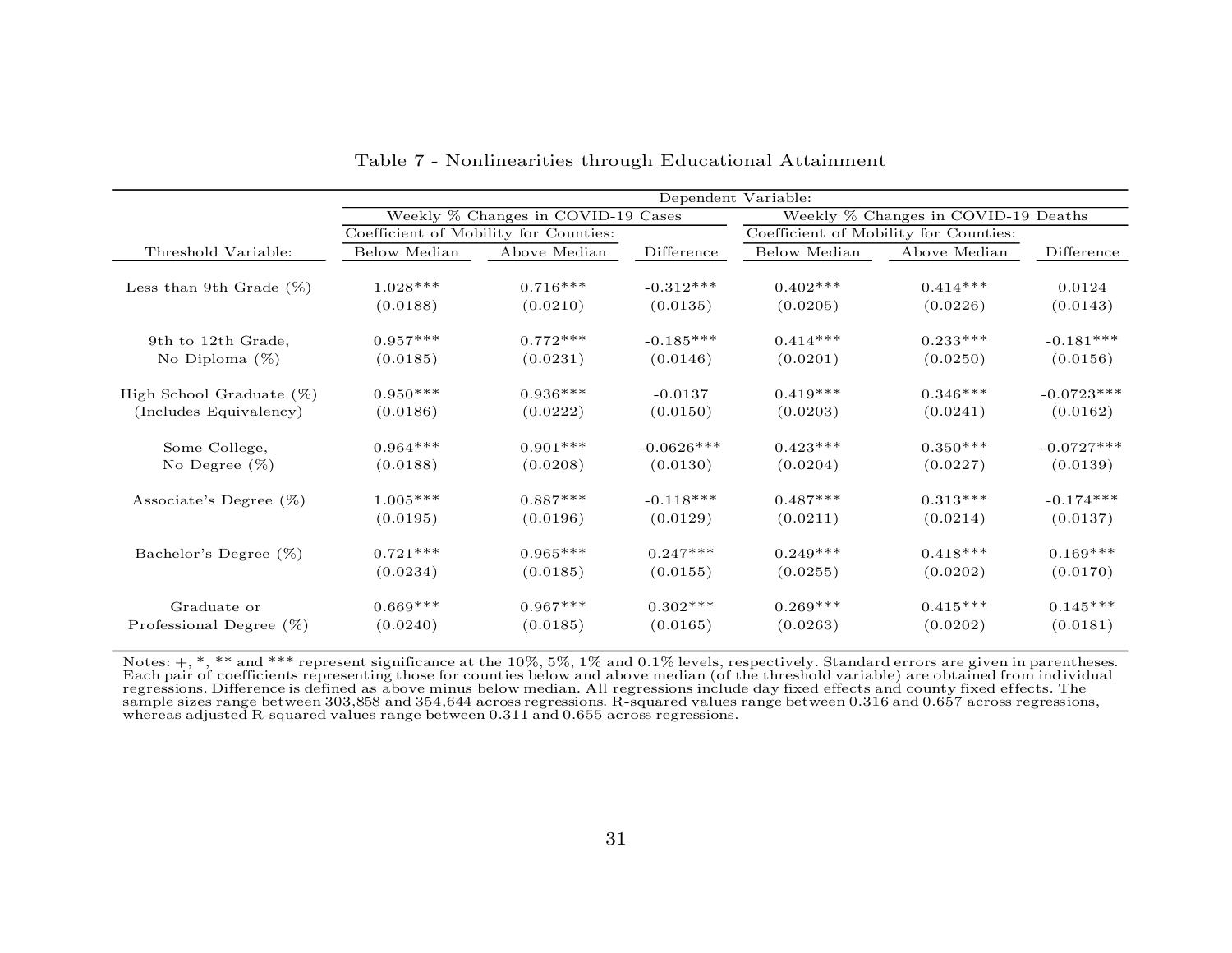Table 7 - Nonlinearities through Educational Attainment

| | Dependent Variable: | | | | | |
|---|---|---|---|---|---|---|
| | Weekly % Changes in COVID-19 Cases | | | Weekly % Changes in COVID-19 Deaths | | |
| | Coefficient of Mobility for Counties: | | | Coefficient of Mobility for Counties: | | |
| Threshold Variable: | Below Median | Above Median | Difference | Below Median | Above Median | Difference |
| Less than 9th Grade (%) | 1.028*** | 0.716*** | -0.312*** | 0.402*** | 0.414*** | 0.0124 |
| | (0.0188) | (0.0210) | (0.0135) | (0.0205) | (0.0226) | (0.0143) |
| 9th to 12th Grade, No Diploma (%) | 0.957*** | 0.772*** | -0.185*** | 0.414*** | 0.233*** | -0.181*** |
| | (0.0185) | (0.0231) | (0.0146) | (0.0201) | (0.0250) | (0.0156) |
| High School Graduate (%) (Includes Equivalency) | 0.950*** | 0.936*** | -0.0137 | 0.419*** | 0.346*** | -0.0723*** |
| | (0.0186) | (0.0222) | (0.0150) | (0.0203) | (0.0241) | (0.0162) |
| Some College, No Degree (%) | 0.964*** | 0.901*** | -0.0626*** | 0.423*** | 0.350*** | -0.0727*** |
| | (0.0188) | (0.0208) | (0.0130) | (0.0204) | (0.0227) | (0.0139) |
| Associate's Degree (%) | 1.005*** | 0.887*** | -0.118*** | 0.487*** | 0.313*** | -0.174*** |
| | (0.0195) | (0.0196) | (0.0129) | (0.0211) | (0.0214) | (0.0137) |
| Bachelor's Degree (%) | 0.721*** | 0.965*** | 0.247*** | 0.249*** | 0.418*** | 0.169*** |
| | (0.0234) | (0.0185) | (0.0155) | (0.0255) | (0.0202) | (0.0170) |
| Graduate or Professional Degree (%) | 0.669*** | 0.967*** | 0.302*** | 0.269*** | 0.415*** | 0.145*** |
| | (0.0240) | (0.0185) | (0.0165) | (0.0263) | (0.0202) | (0.0181) |

Notes: +, *, ** and *** represent significance at the 10%, 5%, 1% and 0.1% levels, respectively. Standard errors are given in parentheses. Each pair of coefficients representing those for counties below and above median (of the threshold variable) are obtained from individual regressions. Difference is defined as above minus below median. All regressions include day fixed effects and county fixed effects. The sample sizes range between 303,858 and 354,644 across regressions. R-squared values range between 0.316 and 0.657 across regressions, whereas adjusted R-squared values range between 0.311 and 0.655 across regressions.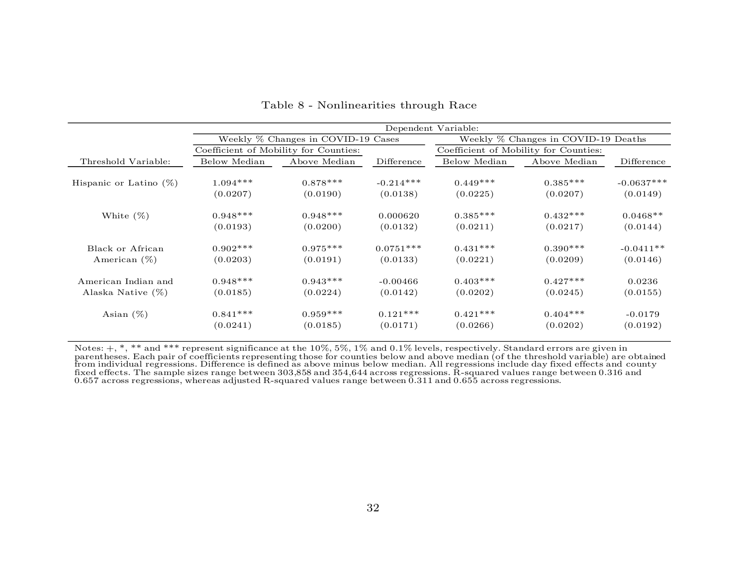Table 8 - Nonlinearities through Race

| | Dependent Variable: | | | | | |
|---|---|---|---|---|---|---|
| | Weekly % Changes in COVID-19 Cases | | | Weekly % Changes in COVID-19 Deaths | | |
| | Coefficient of Mobility for Counties: | | | Coefficient of Mobility for Counties: | | |
| Threshold Variable: | Below Median | Above Median | Difference | Below Median | Above Median | Difference |
| Hispanic or Latino (%) | 1.094*** | 0.878*** | -0.214*** | 0.449*** | 0.385*** | -0.0637*** |
| | (0.0207) | (0.0190) | (0.0138) | (0.0225) | (0.0207) | (0.0149) |
| White (%) | 0.948*** | 0.948*** | 0.000620 | 0.385*** | 0.432*** | 0.0468** |
| | (0.0193) | (0.0200) | (0.0132) | (0.0211) | (0.0217) | (0.0144) |
| Black or African American (%) | 0.902*** | 0.975*** | 0.0751*** | 0.431*** | 0.390*** | -0.0411** |
| | (0.0203) | (0.0191) | (0.0133) | (0.0221) | (0.0209) | (0.0146) |
| American Indian and Alaska Native (%) | 0.948*** | 0.943*** | -0.00466 | 0.403*** | 0.427*** | 0.0236 |
| | (0.0185) | (0.0224) | (0.0142) | (0.0202) | (0.0245) | (0.0155) |
| Asian (%) | 0.841*** | 0.959*** | 0.121*** | 0.421*** | 0.404*** | -0.0179 |
| | (0.0241) | (0.0185) | (0.0171) | (0.0266) | (0.0202) | (0.0192) |

Notes: +, *, ** and *** represent significance at the 10%, 5%, 1% and 0.1% levels, respectively. Standard errors are given in parentheses. Each pair of coefficients representing those for counties below and above median (of the threshold variable) are obtained from individual regressions. Difference is defined as above minus below median. All regressions include day fixed effects and county fixed effects. The sample sizes range between 303,858 and 354,644 across regressions. R-squared values range between 0.316 and 0.657 across regressions, whereas adjusted R-squared values range between 0.311 and 0.655 across regressions.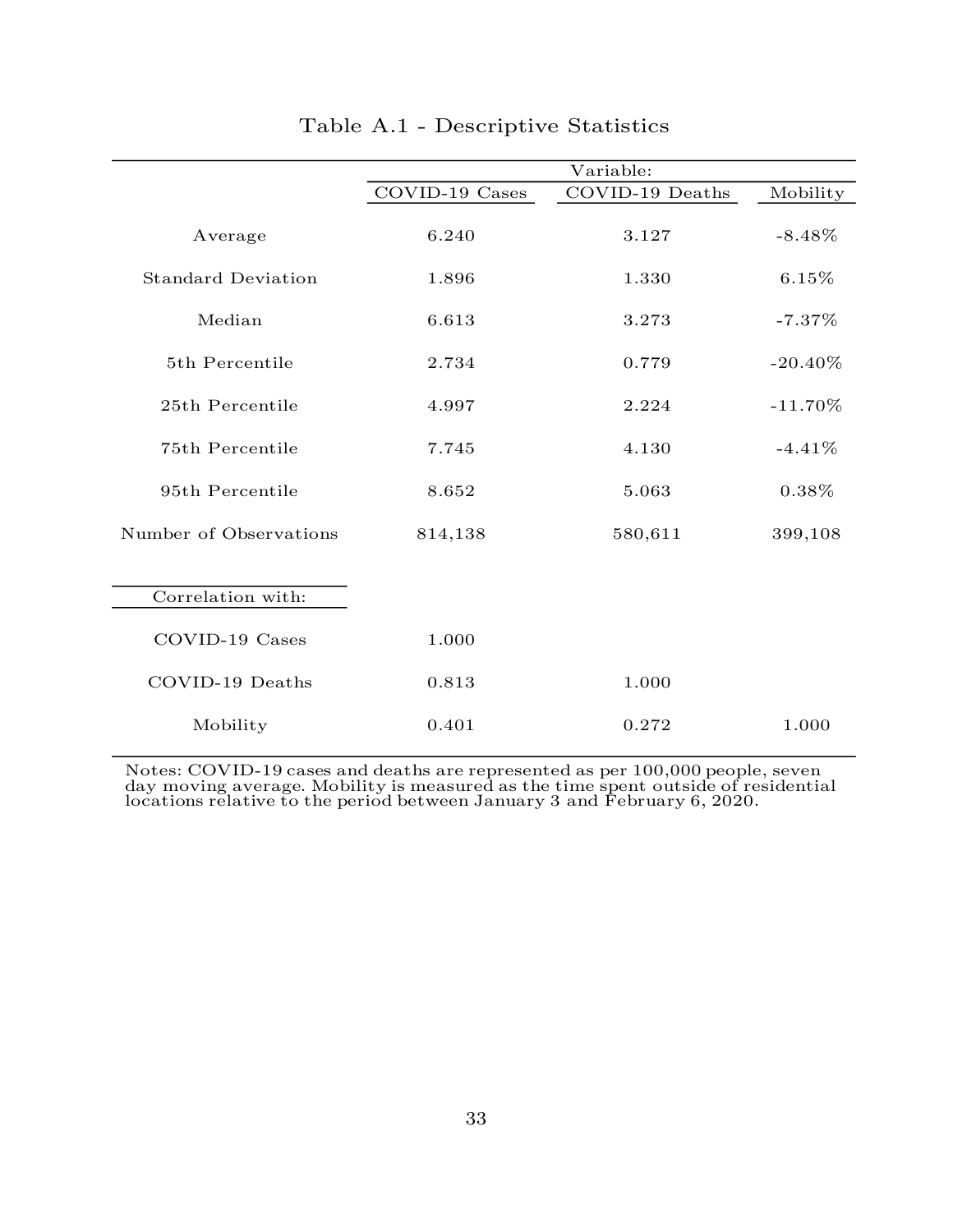# Table A.1 - Descriptive Statistics

| | Variable: | | |
|---|---|---|---|
| | COVID-19 Cases | COVID-19 Deaths | Mobility |
| Average | 6.240 | 3.127 | -8.48% |
| Standard Deviation | 1.896 | 1.330 | 6.15% |
| Median | 6.613 | 3.273 | -7.37% |
| 5th Percentile | 2.734 | 0.779 | -20.40% |
| 25th Percentile | 4.997 | 2.224 | -11.70% |
| 75th Percentile | 7.745 | 4.130 | -4.41% |
| 95th Percentile | 8.652 | 5.063 | 0.38% |
| Number of Observations | 814,138 | 580,611 | 399,108 |
| Correlation with: | | | |
| COVID-19 Cases | 1.000 | | |
| COVID-19 Deaths | 0.813 | 1.000 | |
| Mobility | 0.401 | 0.272 | 1.000 |

Notes: COVID-19 cases and deaths are represented as per 100,000 people, seven day moving average. Mobility is measured as the time spent outside of residential locations relative to the period between January 3 and February 6, 2020.